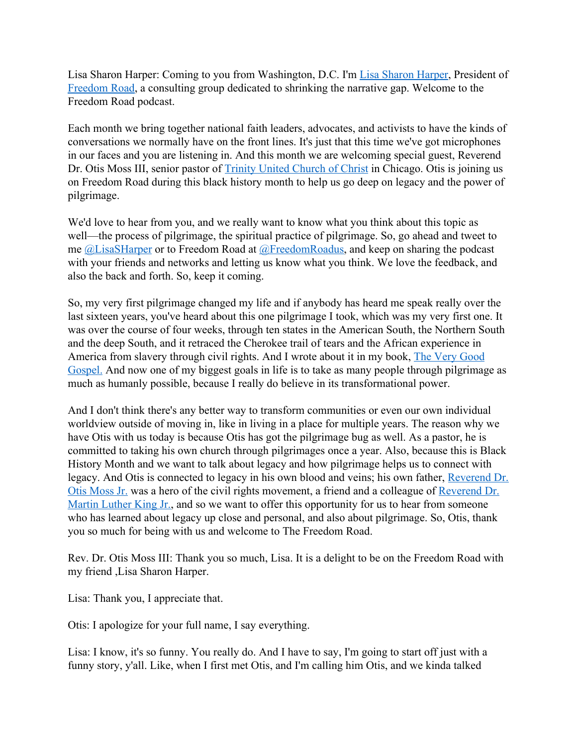Lisa Sharon Harper: Coming to you from Washington, D.C. I'm Lisa Sharon Harper, President of Freedom Road, a consulting group dedicated to shrinking the narrative gap. Welcome to the Freedom Road podcast.

Each month we bring together national faith leaders, advocates, and activists to have the kinds of conversations we normally have on the front lines. It's just that this time we've got microphones in our faces and you are listening in. And this month we are welcoming special guest, Reverend Dr. Otis Moss III, senior pastor of Trinity United Church of Christ in Chicago. Otis is joining us on Freedom Road during this black history month to help us go deep on legacy and the power of pilgrimage.

We'd love to hear from you, and we really want to know what you think about this topic as well—the process of pilgrimage, the spiritual practice of pilgrimage. So, go ahead and tweet to me @LisaSHarper or to Freedom Road at @FreedomRoadus, and keep on sharing the podcast with your friends and networks and letting us know what you think. We love the feedback, and also the back and forth. So, keep it coming.

So, my very first pilgrimage changed my life and if anybody has heard me speak really over the last sixteen years, you've heard about this one pilgrimage I took, which was my very first one. It was over the course of four weeks, through ten states in the American South, the Northern South and the deep South, and it retraced the Cherokee trail of tears and the African experience in America from slavery through civil rights. And I wrote about it in my book, The Very Good Gospel. And now one of my biggest goals in life is to take as many people through pilgrimage as much as humanly possible, because I really do believe in its transformational power.

And I don't think there's any better way to transform communities or even our own individual worldview outside of moving in, like in living in a place for multiple years. The reason why we have Otis with us today is because Otis has got the pilgrimage bug as well. As a pastor, he is committed to taking his own church through pilgrimages once a year. Also, because this is Black History Month and we want to talk about legacy and how pilgrimage helps us to connect with legacy. And Otis is connected to legacy in his own blood and veins; his own father, Reverend Dr. Otis Moss Jr. was a hero of the civil rights movement, a friend and a colleague of Reverend Dr. Martin Luther King Jr., and so we want to offer this opportunity for us to hear from someone who has learned about legacy up close and personal, and also about pilgrimage. So, Otis, thank you so much for being with us and welcome to The Freedom Road.

Rev. Dr. Otis Moss III: Thank you so much, Lisa. It is a delight to be on the Freedom Road with my friend ,Lisa Sharon Harper.

Lisa: Thank you, I appreciate that.

Otis: I apologize for your full name, I say everything.

Lisa: I know, it's so funny. You really do. And I have to say, I'm going to start off just with a funny story, y'all. Like, when I first met Otis, and I'm calling him Otis, and we kinda talked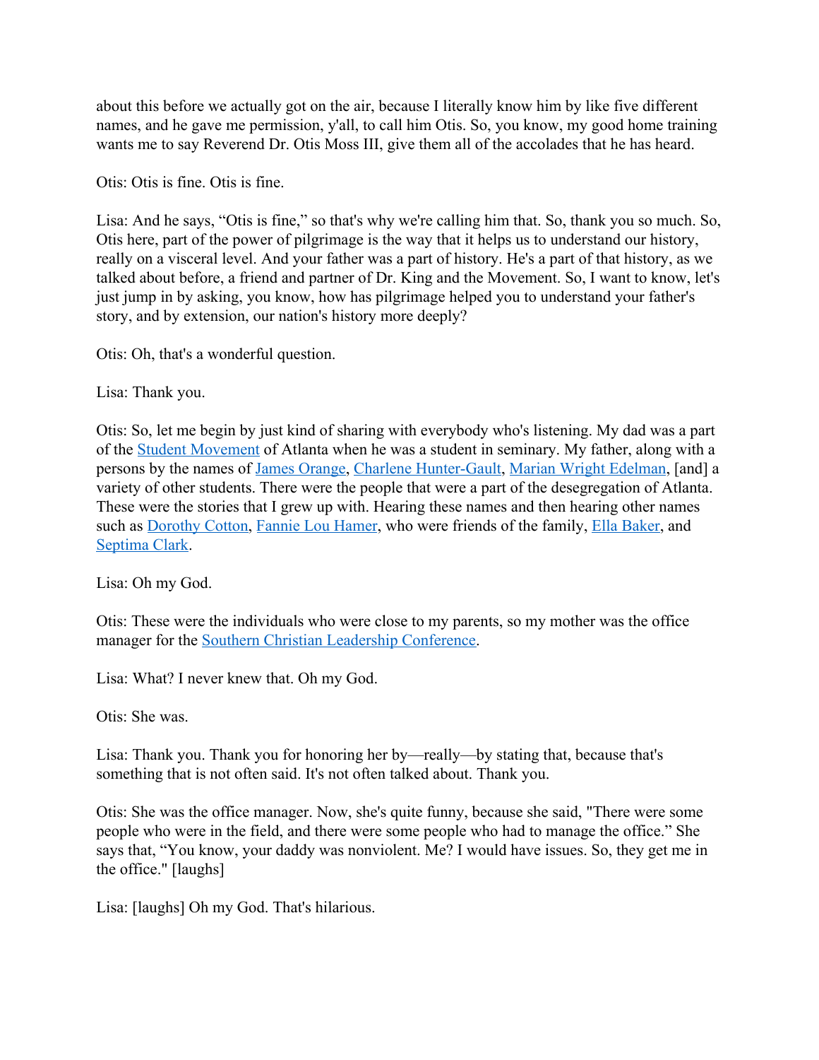about this before we actually got on the air, because I literally know him by like five different names, and he gave me permission, y'all, to call him Otis. So, you know, my good home training wants me to say Reverend Dr. Otis Moss III, give them all of the accolades that he has heard.

Otis: Otis is fine. Otis is fine.

Lisa: And he says, "Otis is fine," so that's why we're calling him that. So, thank you so much. So, Otis here, part of the power of pilgrimage is the way that it helps us to understand our history, really on a visceral level. And your father was a part of history. He's a part of that history, as we talked about before, a friend and partner of Dr. King and the Movement. So, I want to know, let's just jump in by asking, you know, how has pilgrimage helped you to understand your father's story, and by extension, our nation's history more deeply?

Otis: Oh, that's a wonderful question.

Lisa: Thank you.

Otis: So, let me begin by just kind of sharing with everybody who's listening. My dad was a part of the Student Movement of Atlanta when he was a student in seminary. My father, along with a persons by the names of James Orange, Charlene Hunter-Gault, Marian Wright Edelman, [and] a variety of other students. There were the people that were a part of the desegregation of Atlanta. These were the stories that I grew up with. Hearing these names and then hearing other names such as Dorothy Cotton, Fannie Lou Hamer, who were friends of the family, Ella Baker, and Septima Clark.

Lisa: Oh my God.

Otis: These were the individuals who were close to my parents, so my mother was the office manager for the Southern Christian Leadership Conference.

Lisa: What? I never knew that. Oh my God.

Otis: She was.

Lisa: Thank you. Thank you for honoring her by—really—by stating that, because that's something that is not often said. It's not often talked about. Thank you.

Otis: She was the office manager. Now, she's quite funny, because she said, "There were some people who were in the field, and there were some people who had to manage the office." She says that, "You know, your daddy was nonviolent. Me? I would have issues. So, they get me in the office." [laughs]

Lisa: [laughs] Oh my God. That's hilarious.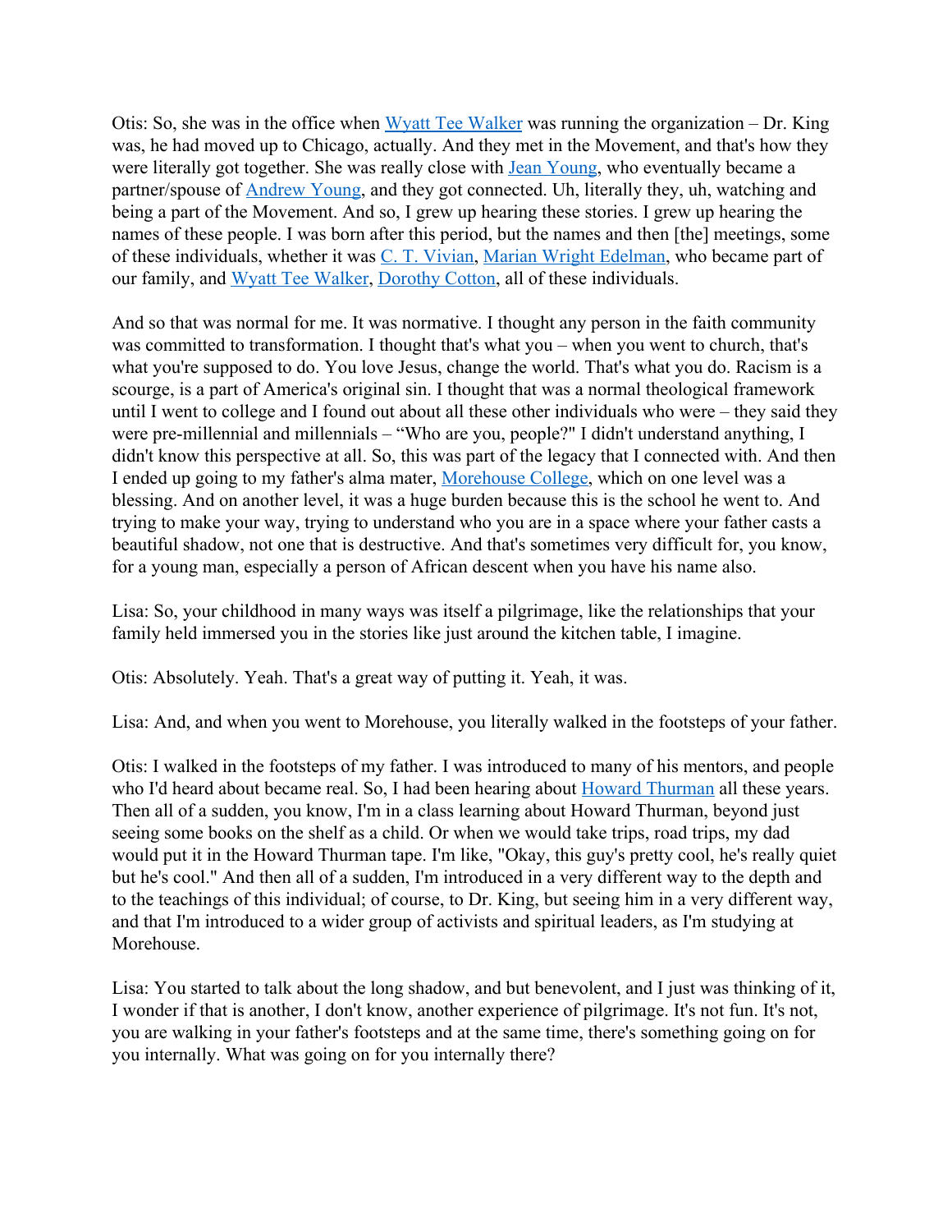Otis: So, she was in the office when Wyatt Tee Walker was running the organization – Dr. King was, he had moved up to Chicago, actually. And they met in the Movement, and that's how they were literally got together. She was really close with Jean Young, who eventually became a partner/spouse of Andrew Young, and they got connected. Uh, literally they, uh, watching and being a part of the Movement. And so, I grew up hearing these stories. I grew up hearing the names of these people. I was born after this period, but the names and then [the] meetings, some of these individuals, whether it was C. T. Vivian, Marian Wright Edelman, who became part of our family, and Wyatt Tee Walker, Dorothy Cotton, all of these individuals.

And so that was normal for me. It was normative. I thought any person in the faith community was committed to transformation. I thought that's what you – when you went to church, that's what you're supposed to do. You love Jesus, change the world. That's what you do. Racism is a scourge, is a part of America's original sin. I thought that was a normal theological framework until I went to college and I found out about all these other individuals who were – they said they were pre-millennial and millennials – "Who are you, people?" I didn't understand anything, I didn't know this perspective at all. So, this was part of the legacy that I connected with. And then I ended up going to my father's alma mater, Morehouse College, which on one level was a blessing. And on another level, it was a huge burden because this is the school he went to. And trying to make your way, trying to understand who you are in a space where your father casts a beautiful shadow, not one that is destructive. And that's sometimes very difficult for, you know, for a young man, especially a person of African descent when you have his name also.

Lisa: So, your childhood in many ways was itself a pilgrimage, like the relationships that your family held immersed you in the stories like just around the kitchen table, I imagine.

Otis: Absolutely. Yeah. That's a great way of putting it. Yeah, it was.

Lisa: And, and when you went to Morehouse, you literally walked in the footsteps of your father.

Otis: I walked in the footsteps of my father. I was introduced to many of his mentors, and people who I'd heard about became real. So, I had been hearing about Howard Thurman all these years. Then all of a sudden, you know, I'm in a class learning about Howard Thurman, beyond just seeing some books on the shelf as a child. Or when we would take trips, road trips, my dad would put it in the Howard Thurman tape. I'm like, "Okay, this guy's pretty cool, he's really quiet but he's cool." And then all of a sudden, I'm introduced in a very different way to the depth and to the teachings of this individual; of course, to Dr. King, but seeing him in a very different way, and that I'm introduced to a wider group of activists and spiritual leaders, as I'm studying at Morehouse.

Lisa: You started to talk about the long shadow, and but benevolent, and I just was thinking of it, I wonder if that is another, I don't know, another experience of pilgrimage. It's not fun. It's not, you are walking in your father's footsteps and at the same time, there's something going on for you internally. What was going on for you internally there?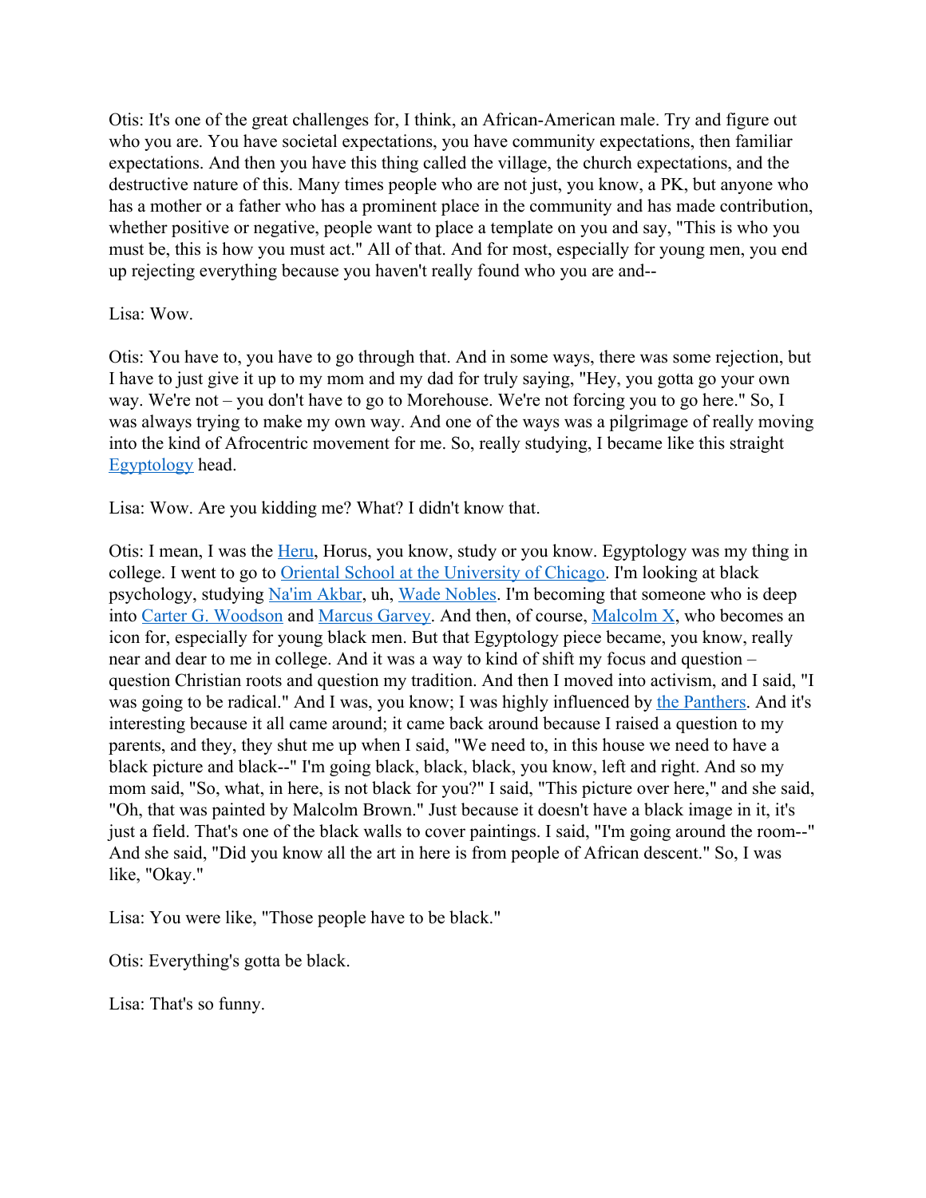Otis: It's one of the great challenges for, I think, an African-American male. Try and figure out who you are. You have societal expectations, you have community expectations, then familiar expectations. And then you have this thing called the village, the church expectations, and the destructive nature of this. Many times people who are not just, you know, a PK, but anyone who has a mother or a father who has a prominent place in the community and has made contribution, whether positive or negative, people want to place a template on you and say, "This is who you must be, this is how you must act." All of that. And for most, especially for young men, you end up rejecting everything because you haven't really found who you are and--

Lisa: Wow.

Otis: You have to, you have to go through that. And in some ways, there was some rejection, but I have to just give it up to my mom and my dad for truly saying, "Hey, you gotta go your own way. We're not – you don't have to go to Morehouse. We're not forcing you to go here." So, I was always trying to make my own way. And one of the ways was a pilgrimage of really moving into the kind of Afrocentric movement for me. So, really studying, I became like this straight Egyptology head.

Lisa: Wow. Are you kidding me? What? I didn't know that.

Otis: I mean, I was the Heru, Horus, you know, study or you know. Egyptology was my thing in college. I went to go to Oriental School at the University of Chicago. I'm looking at black psychology, studying Na'im Akbar, uh, Wade Nobles. I'm becoming that someone who is deep into Carter G. Woodson and Marcus Garvey. And then, of course, Malcolm X, who becomes an icon for, especially for young black men. But that Egyptology piece became, you know, really near and dear to me in college. And it was a way to kind of shift my focus and question – question Christian roots and question my tradition. And then I moved into activism, and I said, "I was going to be radical." And I was, you know; I was highly influenced by the Panthers. And it's interesting because it all came around; it came back around because I raised a question to my parents, and they, they shut me up when I said, "We need to, in this house we need to have a black picture and black--" I'm going black, black, black, you know, left and right. And so my mom said, "So, what, in here, is not black for you?" I said, "This picture over here," and she said, "Oh, that was painted by Malcolm Brown." Just because it doesn't have a black image in it, it's just a field. That's one of the black walls to cover paintings. I said, "I'm going around the room--" And she said, "Did you know all the art in here is from people of African descent." So, I was like, "Okay."

Lisa: You were like, "Those people have to be black."

Otis: Everything's gotta be black.

Lisa: That's so funny.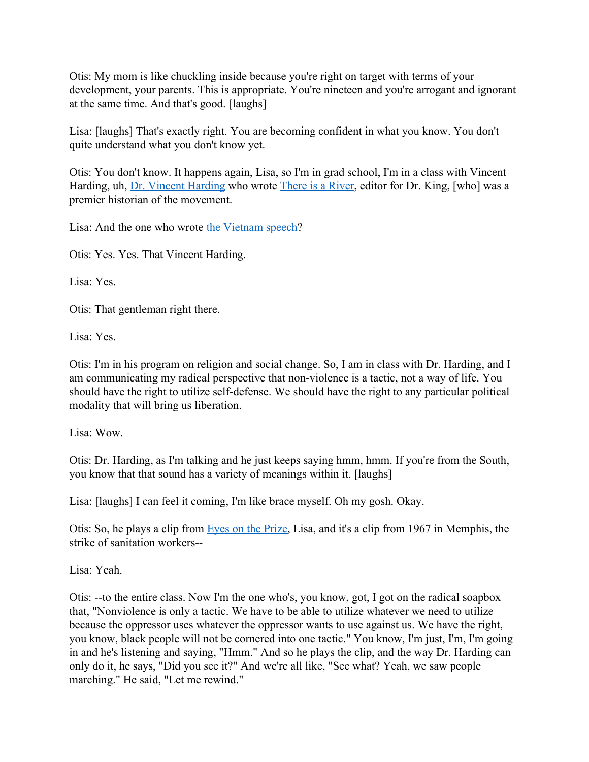Otis: My mom is like chuckling inside because you're right on target with terms of your development, your parents. This is appropriate. You're nineteen and you're arrogant and ignorant at the same time. And that's good. [laughs]

Lisa: [laughs] That's exactly right. You are becoming confident in what you know. You don't quite understand what you don't know yet.

Otis: You don't know. It happens again, Lisa, so I'm in grad school, I'm in a class with Vincent Harding, uh, Dr. Vincent Harding who wrote There is a River, editor for Dr. King, [who] was a premier historian of the movement.

Lisa: And the one who wrote the Vietnam speech?

Otis: Yes. Yes. That Vincent Harding.

Lisa: Yes.

Otis: That gentleman right there.

Lisa: Yes.

Otis: I'm in his program on religion and social change. So, I am in class with Dr. Harding, and I am communicating my radical perspective that non-violence is a tactic, not a way of life. You should have the right to utilize self-defense. We should have the right to any particular political modality that will bring us liberation.

Lisa: Wow.

Otis: Dr. Harding, as I'm talking and he just keeps saying hmm, hmm. If you're from the South, you know that that sound has a variety of meanings within it. [laughs]

Lisa: [laughs] I can feel it coming, I'm like brace myself. Oh my gosh. Okay.

Otis: So, he plays a clip from Eyes on the Prize, Lisa, and it's a clip from 1967 in Memphis, the strike of sanitation workers--

Lisa: Yeah.

Otis: --to the entire class. Now I'm the one who's, you know, got, I got on the radical soapbox that, "Nonviolence is only a tactic. We have to be able to utilize whatever we need to utilize because the oppressor uses whatever the oppressor wants to use against us. We have the right, you know, black people will not be cornered into one tactic." You know, I'm just, I'm, I'm going in and he's listening and saying, "Hmm." And so he plays the clip, and the way Dr. Harding can only do it, he says, "Did you see it?" And we're all like, "See what? Yeah, we saw people marching." He said, "Let me rewind."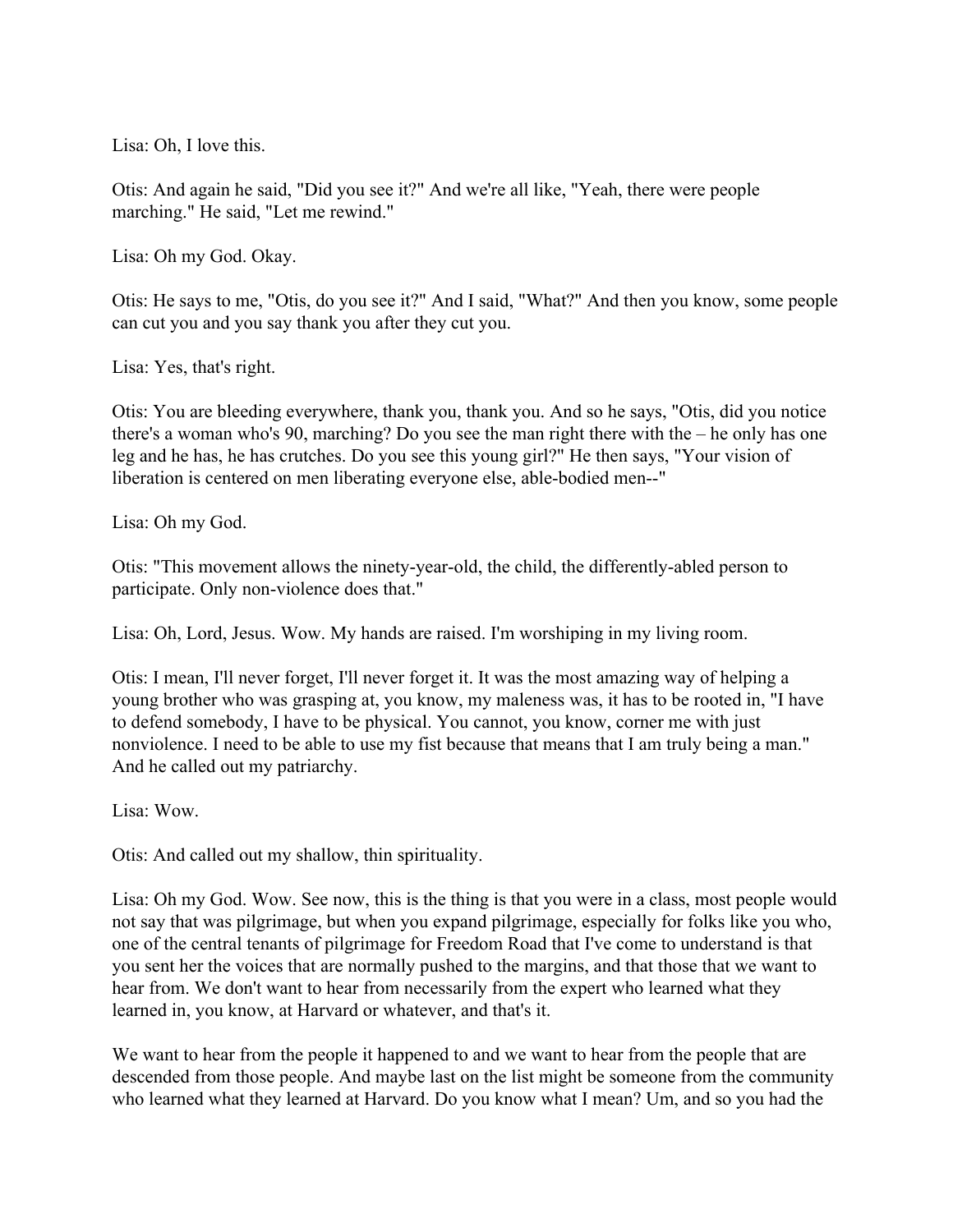Lisa: Oh, I love this.

Otis: And again he said, "Did you see it?" And we're all like, "Yeah, there were people marching." He said, "Let me rewind."

Lisa: Oh my God. Okay.

Otis: He says to me, "Otis, do you see it?" And I said, "What?" And then you know, some people can cut you and you say thank you after they cut you.

Lisa: Yes, that's right.

Otis: You are bleeding everywhere, thank you, thank you. And so he says, "Otis, did you notice there's a woman who's 90, marching? Do you see the man right there with the – he only has one leg and he has, he has crutches. Do you see this young girl?" He then says, "Your vision of liberation is centered on men liberating everyone else, able-bodied men--"

Lisa: Oh my God.

Otis: "This movement allows the ninety-year-old, the child, the differently-abled person to participate. Only non-violence does that."

Lisa: Oh, Lord, Jesus. Wow. My hands are raised. I'm worshiping in my living room.

Otis: I mean, I'll never forget, I'll never forget it. It was the most amazing way of helping a young brother who was grasping at, you know, my maleness was, it has to be rooted in, "I have to defend somebody, I have to be physical. You cannot, you know, corner me with just nonviolence. I need to be able to use my fist because that means that I am truly being a man." And he called out my patriarchy.

Lisa: Wow.

Otis: And called out my shallow, thin spirituality.

Lisa: Oh my God. Wow. See now, this is the thing is that you were in a class, most people would not say that was pilgrimage, but when you expand pilgrimage, especially for folks like you who, one of the central tenants of pilgrimage for Freedom Road that I've come to understand is that you sent her the voices that are normally pushed to the margins, and that those that we want to hear from. We don't want to hear from necessarily from the expert who learned what they learned in, you know, at Harvard or whatever, and that's it.

We want to hear from the people it happened to and we want to hear from the people that are descended from those people. And maybe last on the list might be someone from the community who learned what they learned at Harvard. Do you know what I mean? Um, and so you had the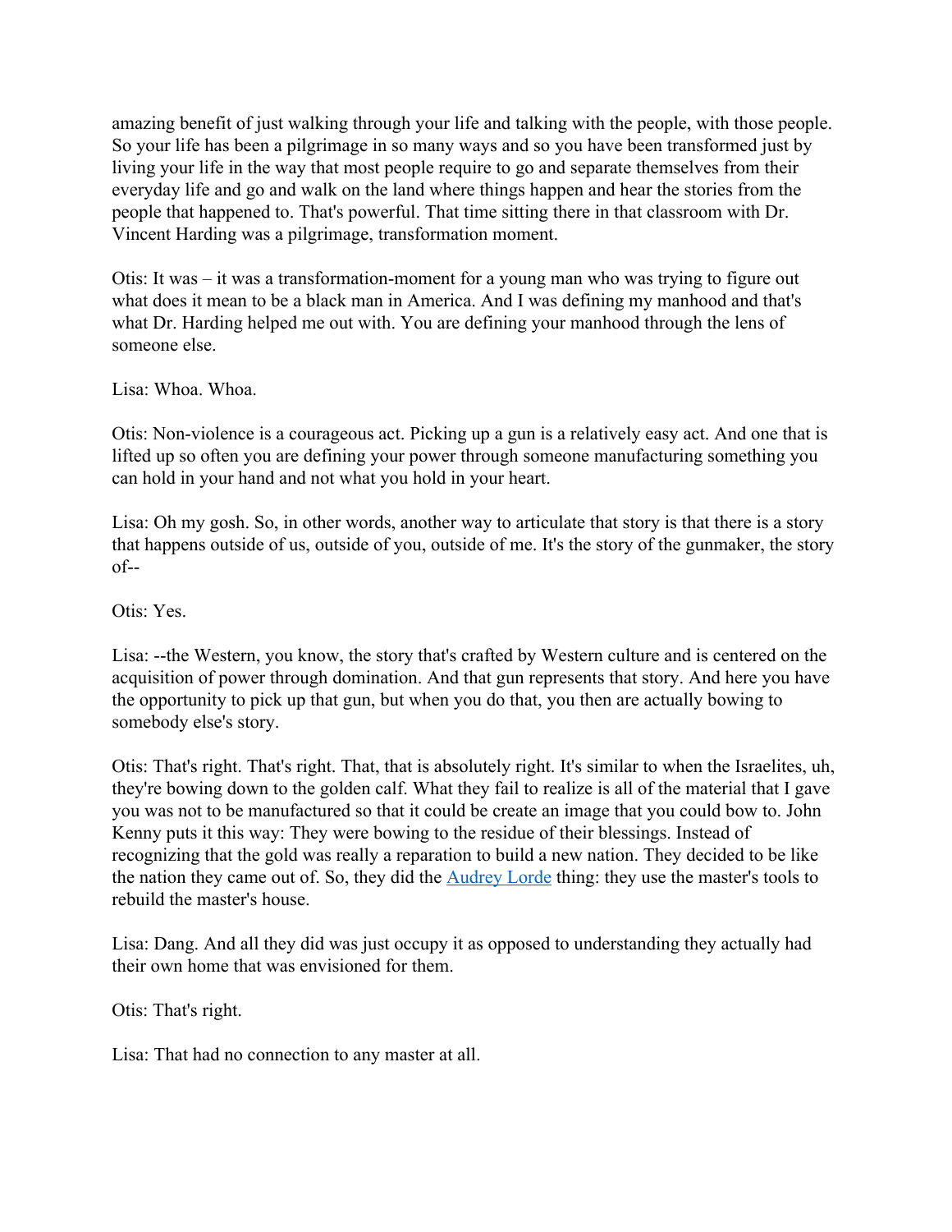amazing benefit of just walking through your life and talking with the people, with those people. So your life has been a pilgrimage in so many ways and so you have been transformed just by living your life in the way that most people require to go and separate themselves from their everyday life and go and walk on the land where things happen and hear the stories from the people that happened to. That's powerful. That time sitting there in that classroom with Dr. Vincent Harding was a pilgrimage, transformation moment.

Otis: It was – it was a transformation-moment for a young man who was trying to figure out what does it mean to be a black man in America. And I was defining my manhood and that's what Dr. Harding helped me out with. You are defining your manhood through the lens of someone else.

Lisa: Whoa. Whoa.

Otis: Non-violence is a courageous act. Picking up a gun is a relatively easy act. And one that is lifted up so often you are defining your power through someone manufacturing something you can hold in your hand and not what you hold in your heart.

Lisa: Oh my gosh. So, in other words, another way to articulate that story is that there is a story that happens outside of us, outside of you, outside of me. It's the story of the gunmaker, the story of--

Otis: Yes.

Lisa: --the Western, you know, the story that's crafted by Western culture and is centered on the acquisition of power through domination. And that gun represents that story. And here you have the opportunity to pick up that gun, but when you do that, you then are actually bowing to somebody else's story.

Otis: That's right. That's right. That, that is absolutely right. It's similar to when the Israelites, uh, they're bowing down to the golden calf. What they fail to realize is all of the material that I gave you was not to be manufactured so that it could be create an image that you could bow to. John Kenny puts it this way: They were bowing to the residue of their blessings. Instead of recognizing that the gold was really a reparation to build a new nation. They decided to be like the nation they came out of. So, they did the Audrey Lorde thing: they use the master's tools to rebuild the master's house.

Lisa: Dang. And all they did was just occupy it as opposed to understanding they actually had their own home that was envisioned for them.

Otis: That's right.

Lisa: That had no connection to any master at all.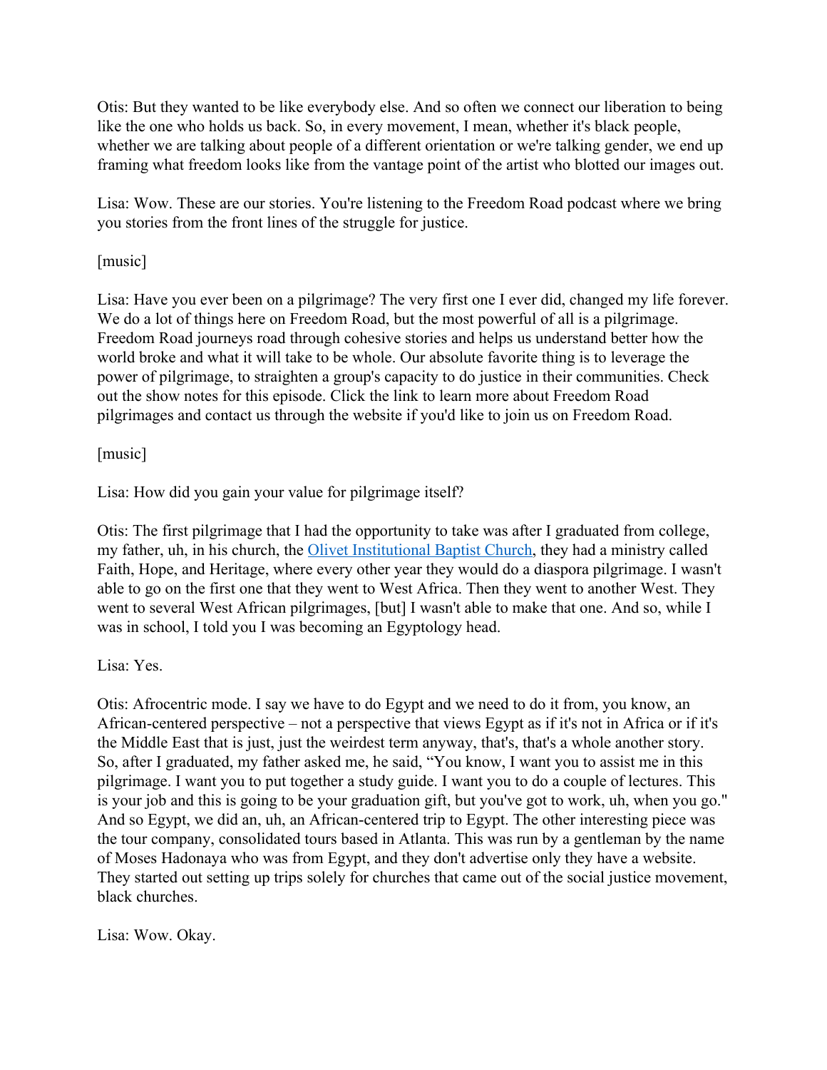Otis: But they wanted to be like everybody else. And so often we connect our liberation to being like the one who holds us back. So, in every movement, I mean, whether it's black people, whether we are talking about people of a different orientation or we're talking gender, we end up framing what freedom looks like from the vantage point of the artist who blotted our images out.

Lisa: Wow. These are our stories. You're listening to the Freedom Road podcast where we bring you stories from the front lines of the struggle for justice.

[music]

Lisa: Have you ever been on a pilgrimage? The very first one I ever did, changed my life forever. We do a lot of things here on Freedom Road, but the most powerful of all is a pilgrimage. Freedom Road journeys road through cohesive stories and helps us understand better how the world broke and what it will take to be whole. Our absolute favorite thing is to leverage the power of pilgrimage, to straighten a group's capacity to do justice in their communities. Check out the show notes for this episode. Click the link to learn more about Freedom Road pilgrimages and contact us through the website if you'd like to join us on Freedom Road.

[music]

Lisa: How did you gain your value for pilgrimage itself?

Otis: The first pilgrimage that I had the opportunity to take was after I graduated from college, my father, uh, in his church, the Olivet Institutional Baptist Church, they had a ministry called Faith, Hope, and Heritage, where every other year they would do a diaspora pilgrimage. I wasn't able to go on the first one that they went to West Africa. Then they went to another West. They went to several West African pilgrimages, [but] I wasn't able to make that one. And so, while I was in school, I told you I was becoming an Egyptology head.

Lisa: Yes.

Otis: Afrocentric mode. I say we have to do Egypt and we need to do it from, you know, an African-centered perspective – not a perspective that views Egypt as if it's not in Africa or if it's the Middle East that is just, just the weirdest term anyway, that's, that's a whole another story. So, after I graduated, my father asked me, he said, "You know, I want you to assist me in this pilgrimage. I want you to put together a study guide. I want you to do a couple of lectures. This is your job and this is going to be your graduation gift, but you've got to work, uh, when you go." And so Egypt, we did an, uh, an African-centered trip to Egypt. The other interesting piece was the tour company, consolidated tours based in Atlanta. This was run by a gentleman by the name of Moses Hadonaya who was from Egypt, and they don't advertise only they have a website. They started out setting up trips solely for churches that came out of the social justice movement, black churches.

Lisa: Wow. Okay.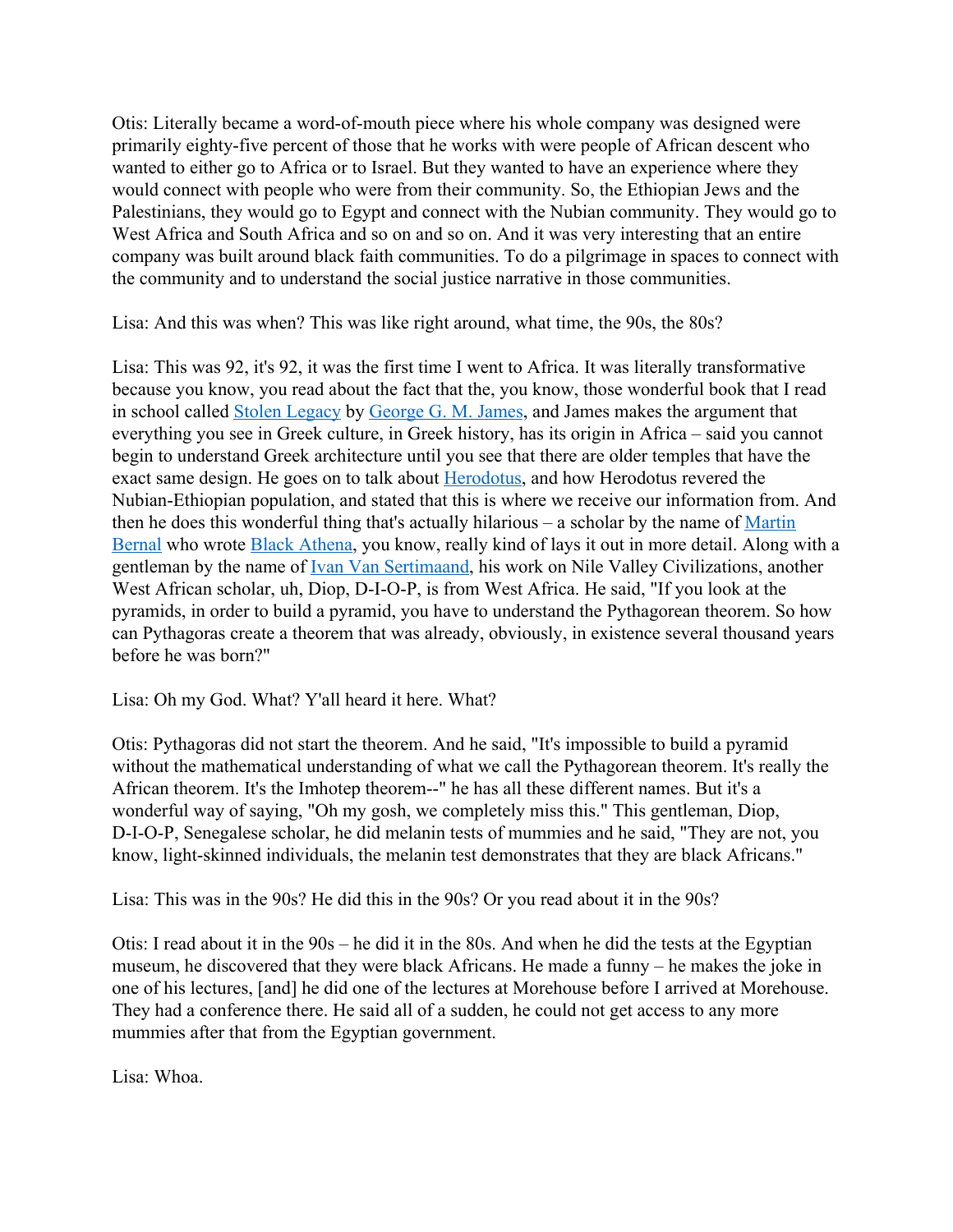Otis: Literally became a word-of-mouth piece where his whole company was designed were primarily eighty-five percent of those that he works with were people of African descent who wanted to either go to Africa or to Israel. But they wanted to have an experience where they would connect with people who were from their community. So, the Ethiopian Jews and the Palestinians, they would go to Egypt and connect with the Nubian community. They would go to West Africa and South Africa and so on and so on. And it was very interesting that an entire company was built around black faith communities. To do a pilgrimage in spaces to connect with the community and to understand the social justice narrative in those communities.

Lisa: And this was when? This was like right around, what time, the 90s, the 80s?

Lisa: This was 92, it's 92, it was the first time I went to Africa. It was literally transformative because you know, you read about the fact that the, you know, those wonderful book that I read in school called Stolen Legacy by George G. M. James, and James makes the argument that everything you see in Greek culture, in Greek history, has its origin in Africa – said you cannot begin to understand Greek architecture until you see that there are older temples that have the exact same design. He goes on to talk about Herodotus, and how Herodotus revered the Nubian-Ethiopian population, and stated that this is where we receive our information from. And then he does this wonderful thing that's actually hilarious – a scholar by the name of Martin Bernal who wrote Black Athena, you know, really kind of lays it out in more detail. Along with a gentleman by the name of Ivan Van Sertimaand, his work on Nile Valley Civilizations, another West African scholar, uh, Diop, D-I-O-P, is from West Africa. He said, "If you look at the pyramids, in order to build a pyramid, you have to understand the Pythagorean theorem. So how can Pythagoras create a theorem that was already, obviously, in existence several thousand years before he was born?"

Lisa: Oh my God. What? Y'all heard it here. What?

Otis: Pythagoras did not start the theorem. And he said, "It's impossible to build a pyramid without the mathematical understanding of what we call the Pythagorean theorem. It's really the African theorem. It's the Imhotep theorem--" he has all these different names. But it's a wonderful way of saying, "Oh my gosh, we completely miss this." This gentleman, Diop, D-I-O-P, Senegalese scholar, he did melanin tests of mummies and he said, "They are not, you know, light-skinned individuals, the melanin test demonstrates that they are black Africans."

Lisa: This was in the 90s? He did this in the 90s? Or you read about it in the 90s?

Otis: I read about it in the 90s – he did it in the 80s. And when he did the tests at the Egyptian museum, he discovered that they were black Africans. He made a funny – he makes the joke in one of his lectures, [and] he did one of the lectures at Morehouse before I arrived at Morehouse. They had a conference there. He said all of a sudden, he could not get access to any more mummies after that from the Egyptian government.

Lisa: Whoa.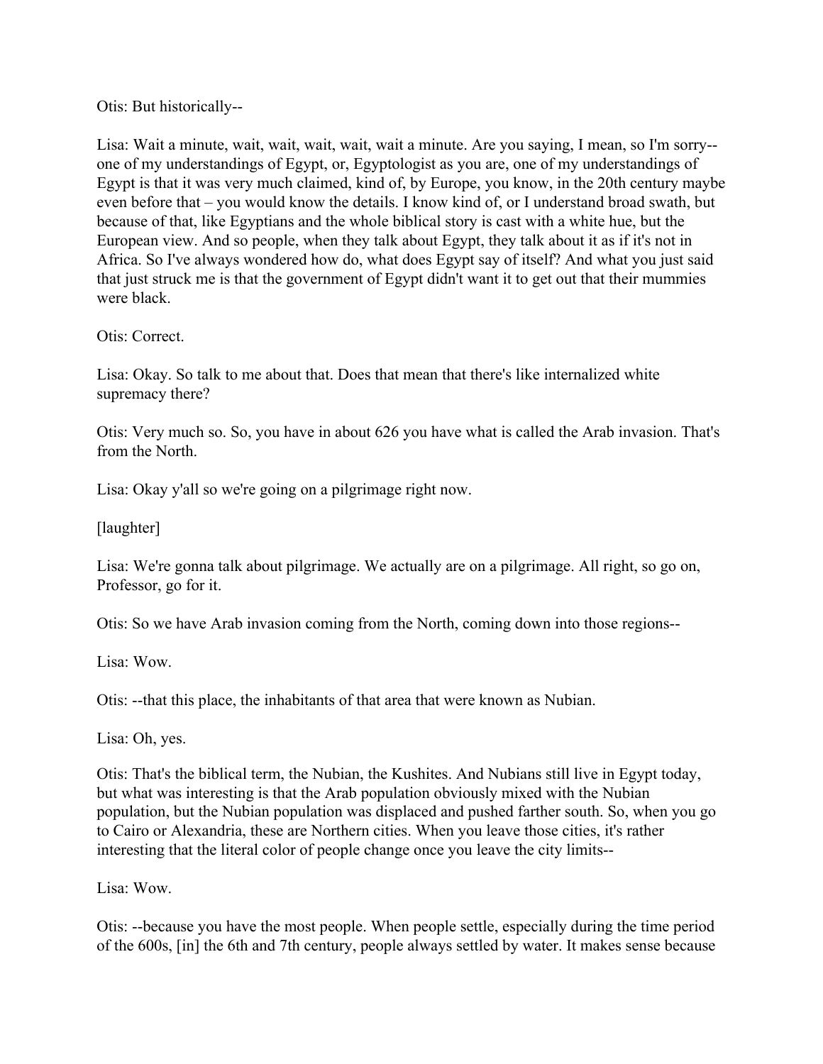Otis: But historically--

Lisa: Wait a minute, wait, wait, wait, wait, wait a minute. Are you saying, I mean, so I'm sorry-- one of my understandings of Egypt, or, Egyptologist as you are, one of my understandings of Egypt is that it was very much claimed, kind of, by Europe, you know, in the 20th century maybe even before that – you would know the details. I know kind of, or I understand broad swath, but because of that, like Egyptians and the whole biblical story is cast with a white hue, but the European view. And so people, when they talk about Egypt, they talk about it as if it's not in Africa. So I've always wondered how do, what does Egypt say of itself? And what you just said that just struck me is that the government of Egypt didn't want it to get out that their mummies were black.

Otis: Correct.

Lisa: Okay. So talk to me about that. Does that mean that there's like internalized white supremacy there?

Otis: Very much so. So, you have in about 626 you have what is called the Arab invasion. That's from the North.

Lisa: Okay y'all so we're going on a pilgrimage right now.

[laughter]

Lisa: We're gonna talk about pilgrimage. We actually are on a pilgrimage. All right, so go on, Professor, go for it.

Otis: So we have Arab invasion coming from the North, coming down into those regions--

Lisa: Wow.

Otis: --that this place, the inhabitants of that area that were known as Nubian.

Lisa: Oh, yes.

Otis: That's the biblical term, the Nubian, the Kushites. And Nubians still live in Egypt today, but what was interesting is that the Arab population obviously mixed with the Nubian population, but the Nubian population was displaced and pushed farther south. So, when you go to Cairo or Alexandria, these are Northern cities. When you leave those cities, it's rather interesting that the literal color of people change once you leave the city limits--

Lisa: Wow.

Otis: --because you have the most people. When people settle, especially during the time period of the 600s, [in] the 6th and 7th century, people always settled by water. It makes sense because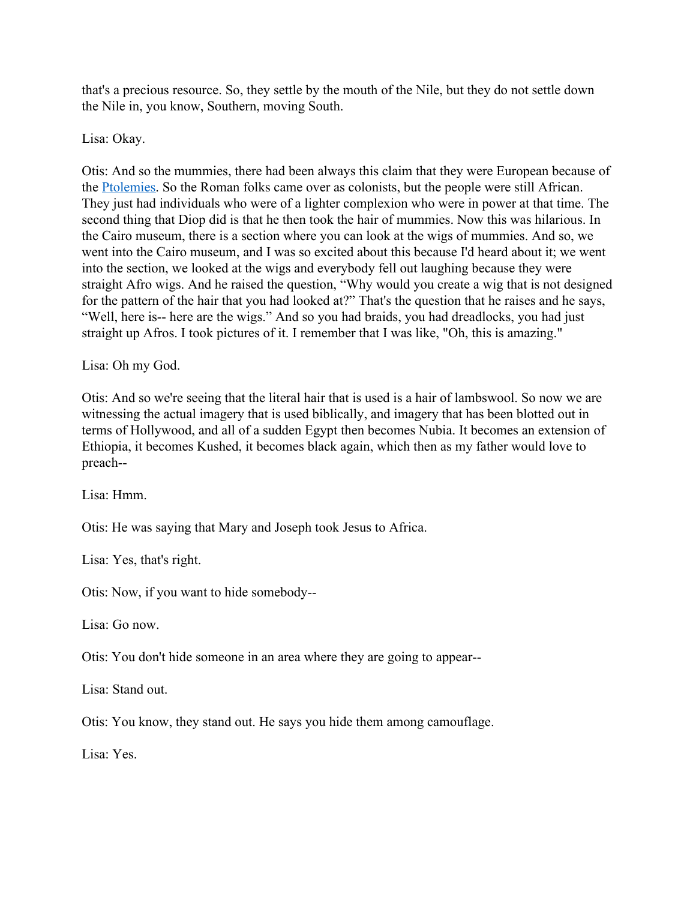that's a precious resource. So, they settle by the mouth of the Nile, but they do not settle down the Nile in, you know, Southern, moving South.

Lisa: Okay.

Otis: And so the mummies, there had been always this claim that they were European because of the Ptolemies. So the Roman folks came over as colonists, but the people were still African. They just had individuals who were of a lighter complexion who were in power at that time. The second thing that Diop did is that he then took the hair of mummies. Now this was hilarious. In the Cairo museum, there is a section where you can look at the wigs of mummies. And so, we went into the Cairo museum, and I was so excited about this because I'd heard about it; we went into the section, we looked at the wigs and everybody fell out laughing because they were straight Afro wigs. And he raised the question, "Why would you create a wig that is not designed for the pattern of the hair that you had looked at?" That's the question that he raises and he says, "Well, here is-- here are the wigs." And so you had braids, you had dreadlocks, you had just straight up Afros. I took pictures of it. I remember that I was like, "Oh, this is amazing."

Lisa: Oh my God.

Otis: And so we're seeing that the literal hair that is used is a hair of lambswool. So now we are witnessing the actual imagery that is used biblically, and imagery that has been blotted out in terms of Hollywood, and all of a sudden Egypt then becomes Nubia. It becomes an extension of Ethiopia, it becomes Kushed, it becomes black again, which then as my father would love to preach--

Lisa: Hmm.

Otis: He was saying that Mary and Joseph took Jesus to Africa.

Lisa: Yes, that's right.

Otis: Now, if you want to hide somebody--

Lisa: Go now.

Otis: You don't hide someone in an area where they are going to appear--

Lisa: Stand out.

Otis: You know, they stand out. He says you hide them among camouflage.

Lisa: Yes.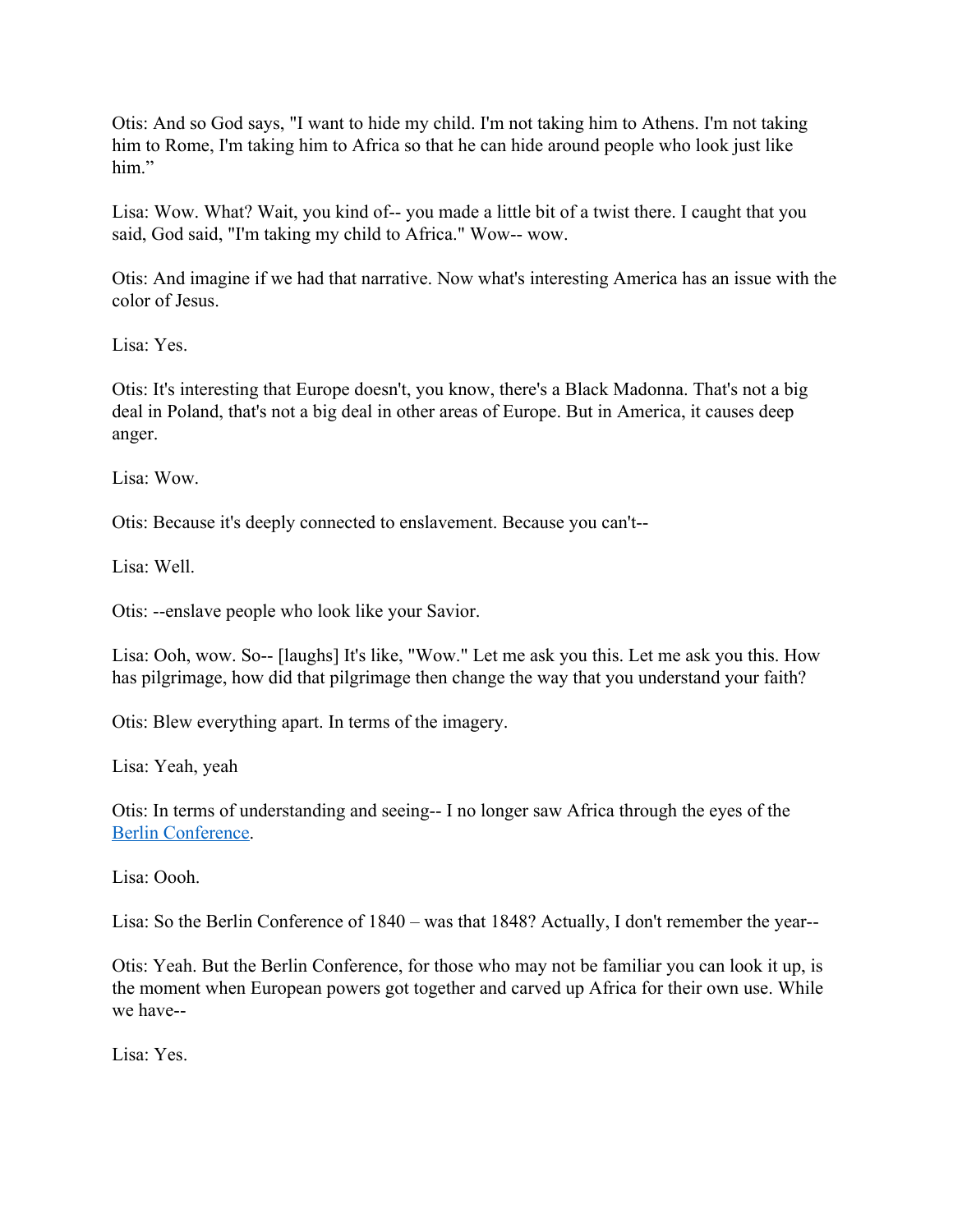Otis: And so God says, "I want to hide my child. I'm not taking him to Athens. I'm not taking him to Rome, I'm taking him to Africa so that he can hide around people who look just like him."

Lisa: Wow. What? Wait, you kind of-- you made a little bit of a twist there. I caught that you said, God said, "I'm taking my child to Africa." Wow-- wow.

Otis: And imagine if we had that narrative. Now what's interesting America has an issue with the color of Jesus.

Lisa: Yes.

Otis: It's interesting that Europe doesn't, you know, there's a Black Madonna. That's not a big deal in Poland, that's not a big deal in other areas of Europe. But in America, it causes deep anger.

Lisa: Wow.

Otis: Because it's deeply connected to enslavement. Because you can't--

Lisa: Well.

Otis: --enslave people who look like your Savior.

Lisa: Ooh, wow. So-- [laughs] It's like, "Wow." Let me ask you this. Let me ask you this. How has pilgrimage, how did that pilgrimage then change the way that you understand your faith?

Otis: Blew everything apart. In terms of the imagery.

Lisa: Yeah, yeah

Otis: In terms of understanding and seeing-- I no longer saw Africa through the eyes of the [Berlin Conference](#).

Lisa: Oooh.

Lisa: So the Berlin Conference of 1840 – was that 1848? Actually, I don't remember the year--

Otis: Yeah. But the Berlin Conference, for those who may not be familiar you can look it up, is the moment when European powers got together and carved up Africa for their own use. While we have--

Lisa: Yes.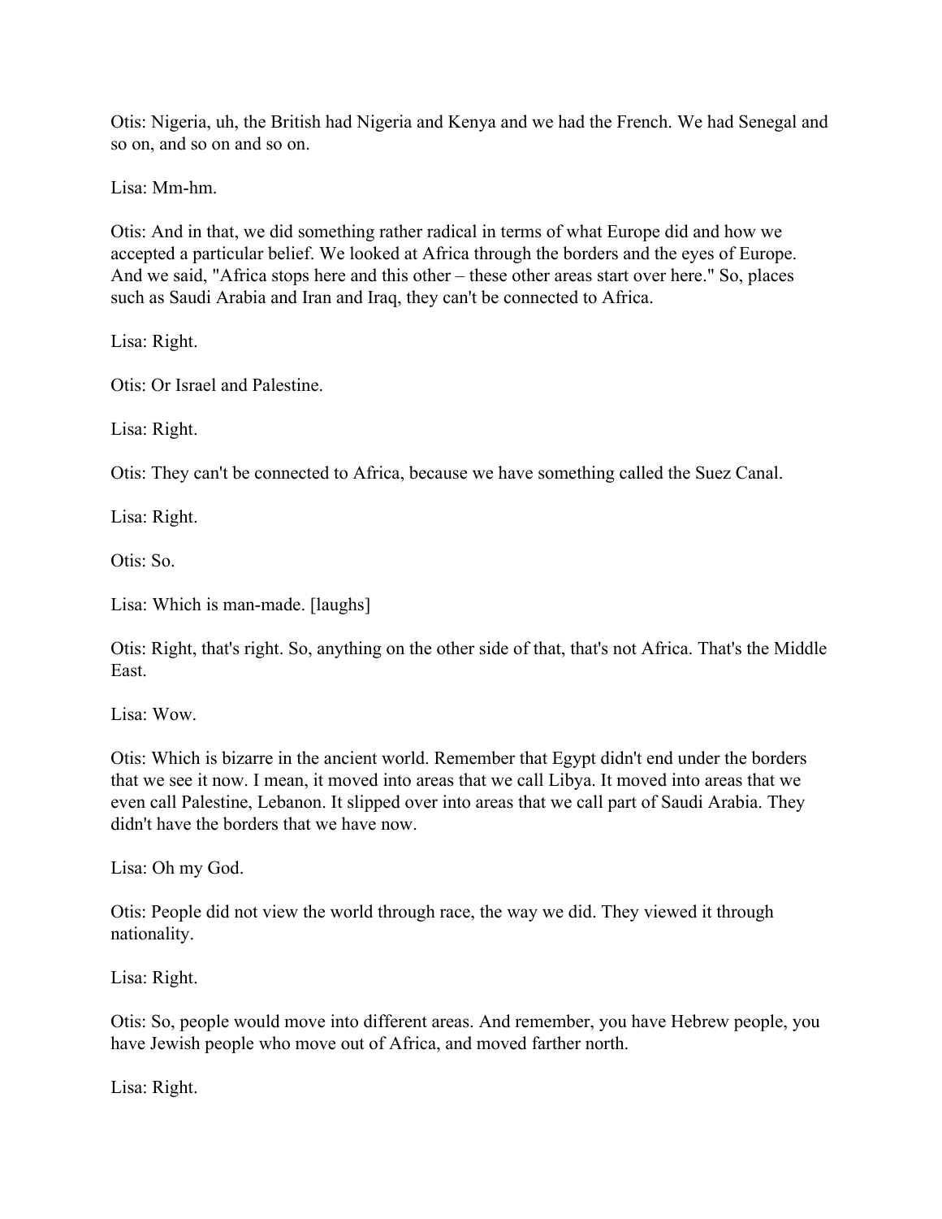Otis: Nigeria, uh, the British had Nigeria and Kenya and we had the French. We had Senegal and so on, and so on and so on.

Lisa: Mm-hm.

Otis: And in that, we did something rather radical in terms of what Europe did and how we accepted a particular belief. We looked at Africa through the borders and the eyes of Europe. And we said, "Africa stops here and this other – these other areas start over here." So, places such as Saudi Arabia and Iran and Iraq, they can't be connected to Africa.

Lisa: Right.

Otis: Or Israel and Palestine.

Lisa: Right.

Otis: They can't be connected to Africa, because we have something called the Suez Canal.

Lisa: Right.

Otis: So.

Lisa: Which is man-made. [laughs]

Otis: Right, that's right. So, anything on the other side of that, that's not Africa. That's the Middle East.

Lisa: Wow.

Otis: Which is bizarre in the ancient world. Remember that Egypt didn't end under the borders that we see it now. I mean, it moved into areas that we call Libya. It moved into areas that we even call Palestine, Lebanon. It slipped over into areas that we call part of Saudi Arabia. They didn't have the borders that we have now.

Lisa: Oh my God.

Otis: People did not view the world through race, the way we did. They viewed it through nationality.

Lisa: Right.

Otis: So, people would move into different areas. And remember, you have Hebrew people, you have Jewish people who move out of Africa, and moved farther north.

Lisa: Right.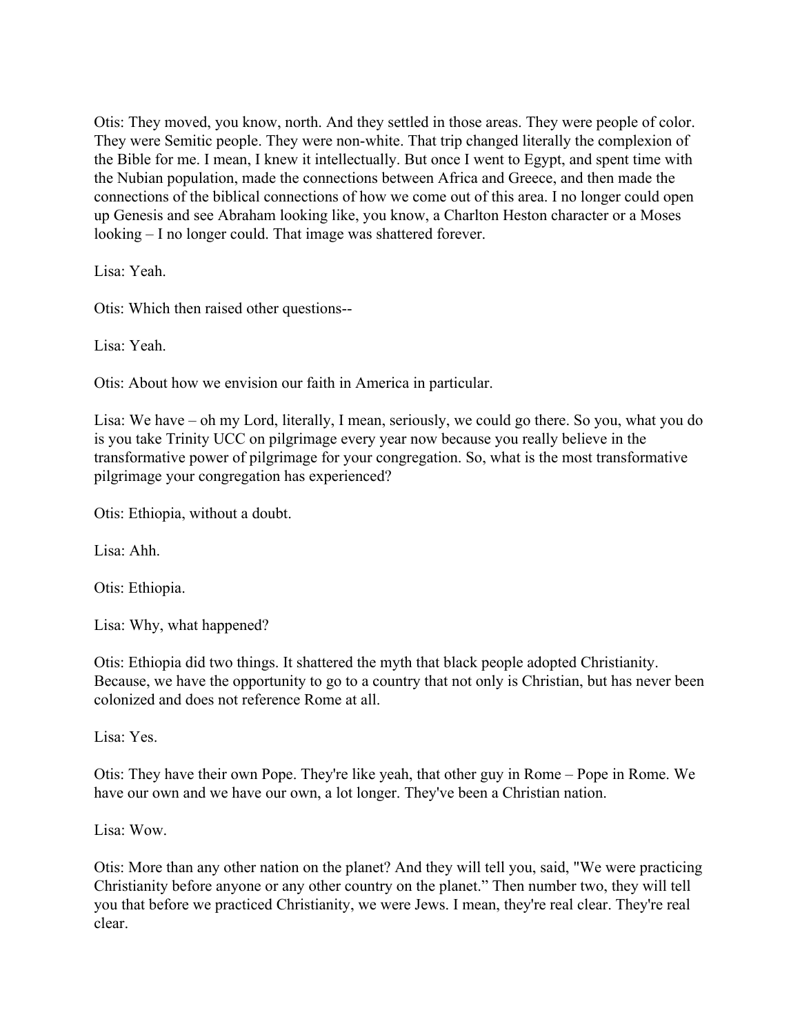Otis: They moved, you know, north. And they settled in those areas. They were people of color. They were Semitic people. They were non-white. That trip changed literally the complexion of the Bible for me. I mean, I knew it intellectually. But once I went to Egypt, and spent time with the Nubian population, made the connections between Africa and Greece, and then made the connections of the biblical connections of how we come out of this area. I no longer could open up Genesis and see Abraham looking like, you know, a Charlton Heston character or a Moses looking – I no longer could. That image was shattered forever.

Lisa: Yeah.

Otis: Which then raised other questions--

Lisa: Yeah.

Otis: About how we envision our faith in America in particular.

Lisa: We have – oh my Lord, literally, I mean, seriously, we could go there. So you, what you do is you take Trinity UCC on pilgrimage every year now because you really believe in the transformative power of pilgrimage for your congregation. So, what is the most transformative pilgrimage your congregation has experienced?

Otis: Ethiopia, without a doubt.

Lisa: Ahh.

Otis: Ethiopia.

Lisa: Why, what happened?

Otis: Ethiopia did two things. It shattered the myth that black people adopted Christianity. Because, we have the opportunity to go to a country that not only is Christian, but has never been colonized and does not reference Rome at all.

Lisa: Yes.

Otis: They have their own Pope. They're like yeah, that other guy in Rome – Pope in Rome. We have our own and we have our own, a lot longer. They've been a Christian nation.

Lisa: Wow.

Otis: More than any other nation on the planet? And they will tell you, said, "We were practicing Christianity before anyone or any other country on the planet." Then number two, they will tell you that before we practiced Christianity, we were Jews. I mean, they're real clear. They're real clear.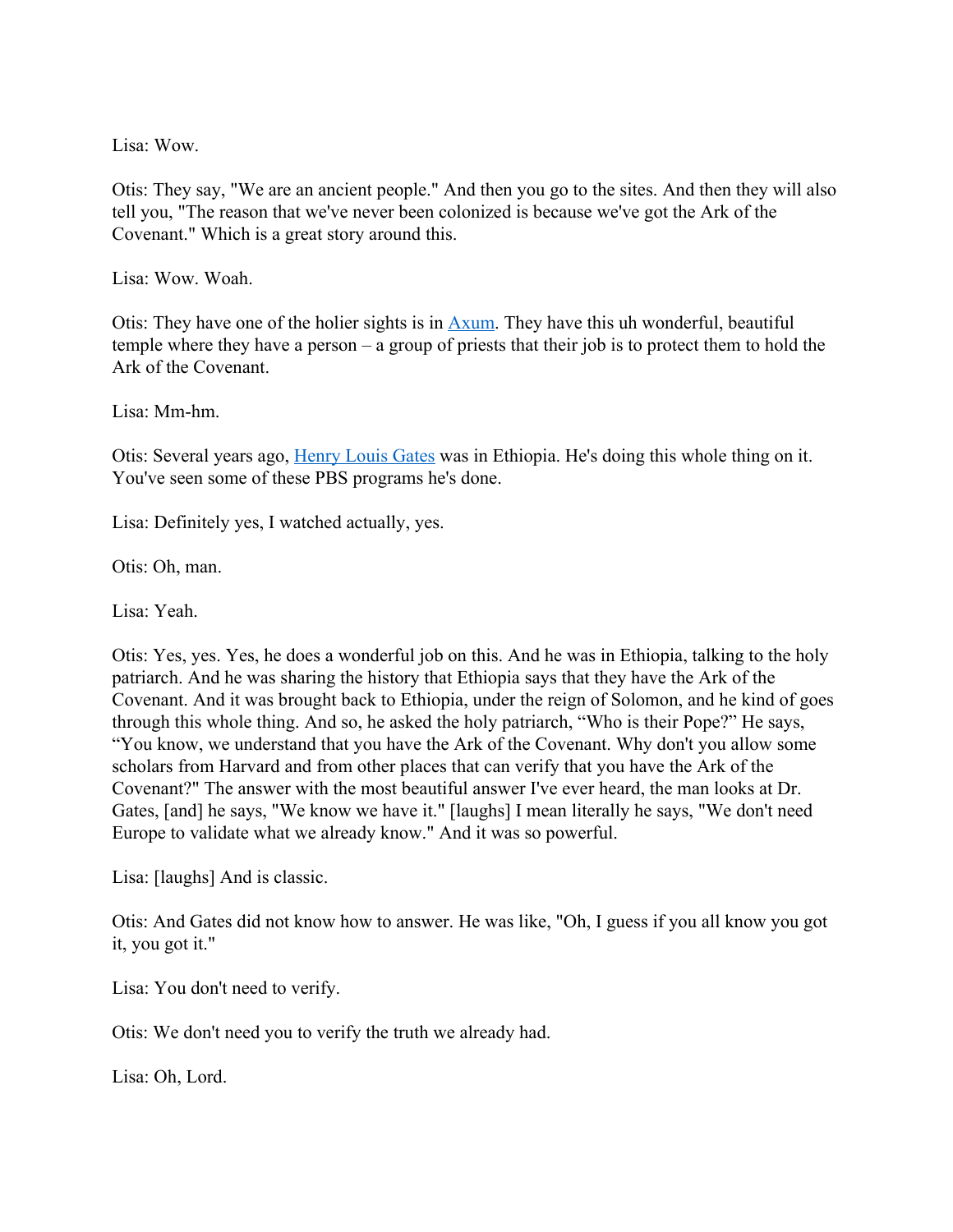Lisa: Wow.

Otis: They say, "We are an ancient people." And then you go to the sites. And then they will also tell you, "The reason that we've never been colonized is because we've got the Ark of the Covenant." Which is a great story around this.

Lisa: Wow. Woah.

Otis: They have one of the holier sights is in [Axum](). They have this uh wonderful, beautiful temple where they have a person – a group of priests that their job is to protect them to hold the Ark of the Covenant.

Lisa: Mm-hm.

Otis: Several years ago, [Henry Louis Gates]() was in Ethiopia. He's doing this whole thing on it. You've seen some of these PBS programs he's done.

Lisa: Definitely yes, I watched actually, yes.

Otis: Oh, man.

Lisa: Yeah.

Otis: Yes, yes. Yes, he does a wonderful job on this. And he was in Ethiopia, talking to the holy patriarch. And he was sharing the history that Ethiopia says that they have the Ark of the Covenant. And it was brought back to Ethiopia, under the reign of Solomon, and he kind of goes through this whole thing. And so, he asked the holy patriarch, "Who is their Pope?" He says, "You know, we understand that you have the Ark of the Covenant. Why don't you allow some scholars from Harvard and from other places that can verify that you have the Ark of the Covenant?" The answer with the most beautiful answer I've ever heard, the man looks at Dr. Gates, [and] he says, "We know we have it." [laughs] I mean literally he says, "We don't need Europe to validate what we already know." And it was so powerful.

Lisa: [laughs] And is classic.

Otis: And Gates did not know how to answer. He was like, "Oh, I guess if you all know you got it, you got it."

Lisa: You don't need to verify.

Otis: We don't need you to verify the truth we already had.

Lisa: Oh, Lord.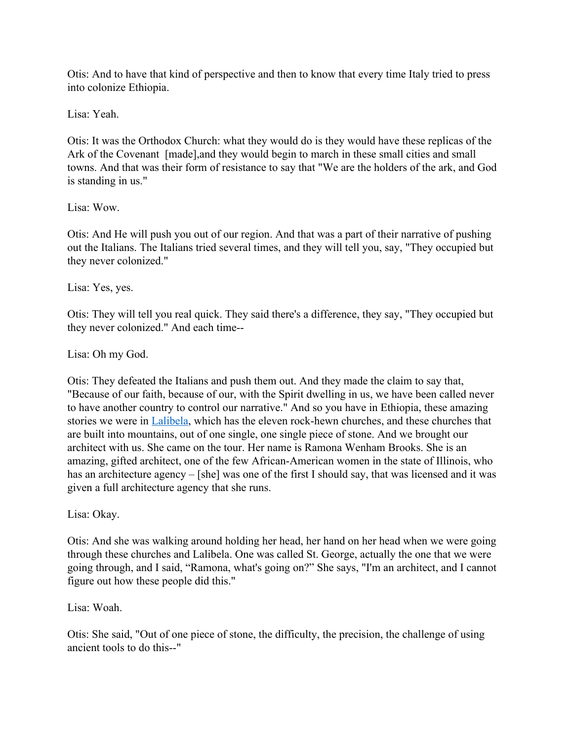Otis: And to have that kind of perspective and then to know that every time Italy tried to press into colonize Ethiopia.

Lisa: Yeah.

Otis: It was the Orthodox Church: what they would do is they would have these replicas of the Ark of the Covenant  [made],and they would begin to march in these small cities and small towns. And that was their form of resistance to say that "We are the holders of the ark, and God is standing in us."

Lisa: Wow.

Otis: And He will push you out of our region. And that was a part of their narrative of pushing out the Italians. The Italians tried several times, and they will tell you, say, "They occupied but they never colonized."

Lisa: Yes, yes.

Otis: They will tell you real quick. They said there's a difference, they say, "They occupied but they never colonized." And each time--

Lisa: Oh my God.

Otis: They defeated the Italians and push them out. And they made the claim to say that, "Because of our faith, because of our, with the Spirit dwelling in us, we have been called never to have another country to control our narrative." And so you have in Ethiopia, these amazing stories we were in Lalibela, which has the eleven rock-hewn churches, and these churches that are built into mountains, out of one single, one single piece of stone. And we brought our architect with us. She came on the tour. Her name is Ramona Wenham Brooks. She is an amazing, gifted architect, one of the few African-American women in the state of Illinois, who has an architecture agency – [she] was one of the first I should say, that was licensed and it was given a full architecture agency that she runs.

Lisa: Okay.

Otis: And she was walking around holding her head, her hand on her head when we were going through these churches and Lalibela. One was called St. George, actually the one that we were going through, and I said, "Ramona, what's going on?" She says, "I'm an architect, and I cannot figure out how these people did this."

Lisa: Woah.

Otis: She said, "Out of one piece of stone, the difficulty, the precision, the challenge of using ancient tools to do this--"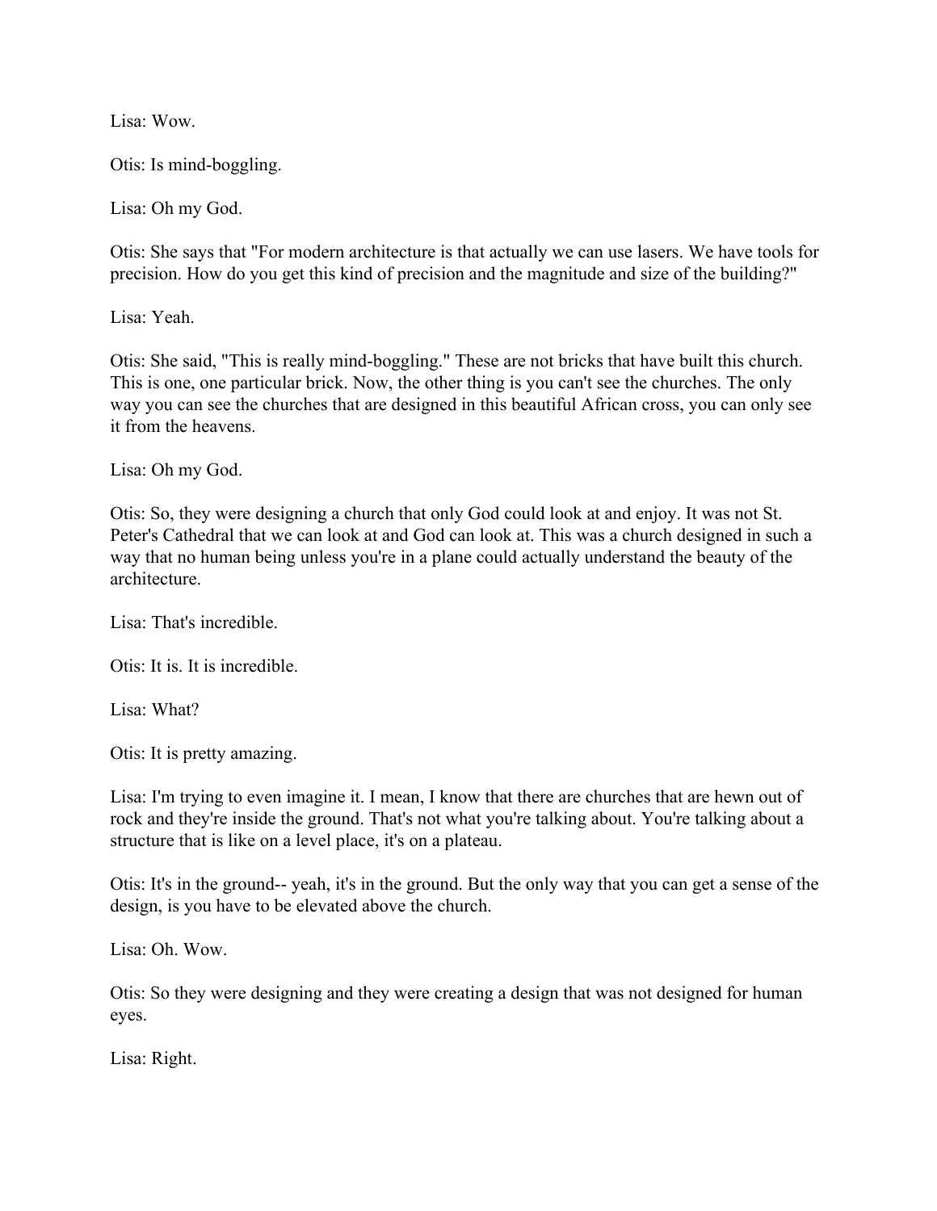Lisa: Wow.

Otis: Is mind-boggling.

Lisa: Oh my God.

Otis: She says that "For modern architecture is that actually we can use lasers. We have tools for precision. How do you get this kind of precision and the magnitude and size of the building?"

Lisa: Yeah.

Otis: She said, "This is really mind-boggling." These are not bricks that have built this church. This is one, one particular brick. Now, the other thing is you can't see the churches. The only way you can see the churches that are designed in this beautiful African cross, you can only see it from the heavens.

Lisa: Oh my God.

Otis: So, they were designing a church that only God could look at and enjoy. It was not St. Peter's Cathedral that we can look at and God can look at. This was a church designed in such a way that no human being unless you're in a plane could actually understand the beauty of the architecture.

Lisa: That's incredible.

Otis: It is. It is incredible.

Lisa: What?

Otis: It is pretty amazing.

Lisa: I'm trying to even imagine it. I mean, I know that there are churches that are hewn out of rock and they're inside the ground. That's not what you're talking about. You're talking about a structure that is like on a level place, it's on a plateau.

Otis: It's in the ground-- yeah, it's in the ground. But the only way that you can get a sense of the design, is you have to be elevated above the church.

Lisa: Oh. Wow.

Otis: So they were designing and they were creating a design that was not designed for human eyes.

Lisa: Right.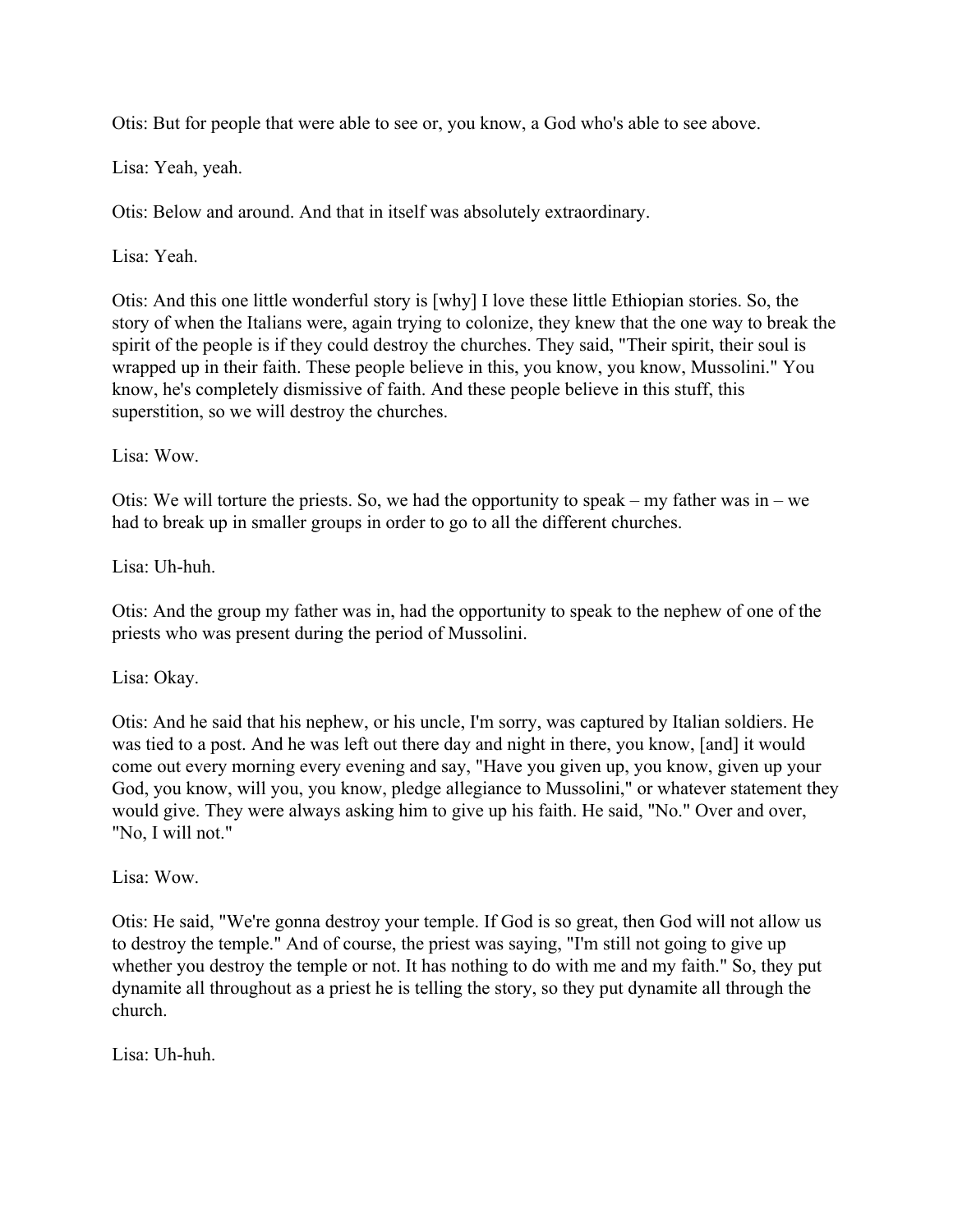Otis: But for people that were able to see or, you know, a God who's able to see above.

Lisa: Yeah, yeah.

Otis: Below and around. And that in itself was absolutely extraordinary.

Lisa: Yeah.

Otis: And this one little wonderful story is [why] I love these little Ethiopian stories. So, the story of when the Italians were, again trying to colonize, they knew that the one way to break the spirit of the people is if they could destroy the churches. They said, "Their spirit, their soul is wrapped up in their faith. These people believe in this, you know, you know, Mussolini." You know, he's completely dismissive of faith. And these people believe in this stuff, this superstition, so we will destroy the churches.

Lisa: Wow.

Otis: We will torture the priests. So, we had the opportunity to speak – my father was in – we had to break up in smaller groups in order to go to all the different churches.

Lisa: Uh-huh.

Otis: And the group my father was in, had the opportunity to speak to the nephew of one of the priests who was present during the period of Mussolini.

Lisa: Okay.

Otis: And he said that his nephew, or his uncle, I'm sorry, was captured by Italian soldiers. He was tied to a post. And he was left out there day and night in there, you know, [and] it would come out every morning every evening and say, "Have you given up, you know, given up your God, you know, will you, you know, pledge allegiance to Mussolini," or whatever statement they would give. They were always asking him to give up his faith. He said, "No." Over and over, "No, I will not."

Lisa: Wow.

Otis: He said, "We're gonna destroy your temple. If God is so great, then God will not allow us to destroy the temple." And of course, the priest was saying, "I'm still not going to give up whether you destroy the temple or not. It has nothing to do with me and my faith." So, they put dynamite all throughout as a priest he is telling the story, so they put dynamite all through the church.

Lisa: Uh-huh.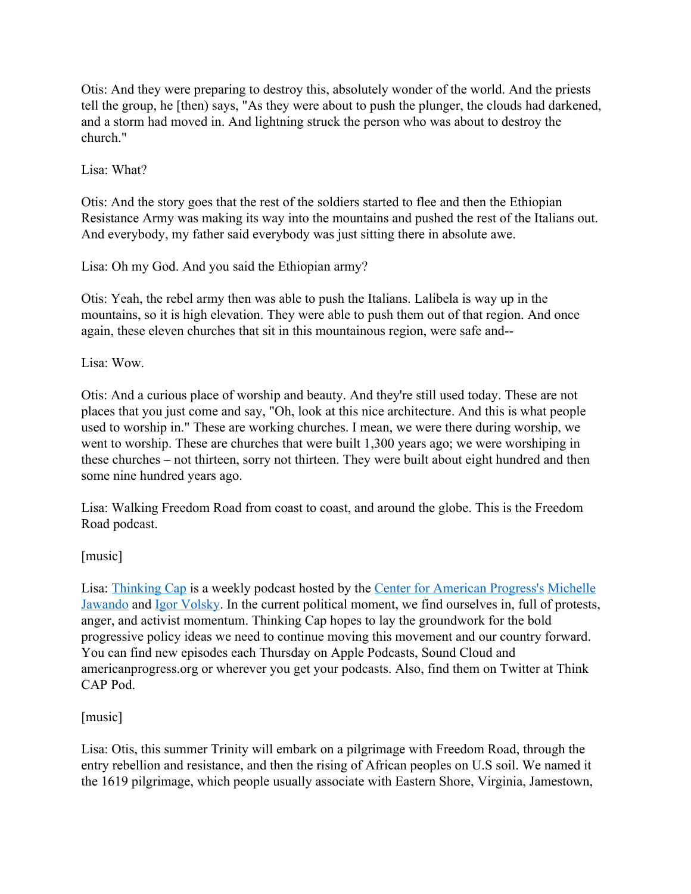Otis: And they were preparing to destroy this, absolutely wonder of the world. And the priests tell the group, he [then) says, "As they were about to push the plunger, the clouds had darkened, and a storm had moved in. And lightning struck the person who was about to destroy the church."

Lisa: What?

Otis: And the story goes that the rest of the soldiers started to flee and then the Ethiopian Resistance Army was making its way into the mountains and pushed the rest of the Italians out. And everybody, my father said everybody was just sitting there in absolute awe.

Lisa: Oh my God. And you said the Ethiopian army?

Otis: Yeah, the rebel army then was able to push the Italians. Lalibela is way up in the mountains, so it is high elevation. They were able to push them out of that region. And once again, these eleven churches that sit in this mountainous region, were safe and--

Lisa: Wow.

Otis: And a curious place of worship and beauty. And they're still used today. These are not places that you just come and say, "Oh, look at this nice architecture. And this is what people used to worship in." These are working churches. I mean, we were there during worship, we went to worship. These are churches that were built 1,300 years ago; we were worshiping in these churches – not thirteen, sorry not thirteen. They were built about eight hundred and then some nine hundred years ago.

Lisa: Walking Freedom Road from coast to coast, and around the globe. This is the Freedom Road podcast.

[music]

Lisa: Thinking Cap is a weekly podcast hosted by the Center for American Progress's Michelle Jawando and Igor Volsky. In the current political moment, we find ourselves in, full of protests, anger, and activist momentum. Thinking Cap hopes to lay the groundwork for the bold progressive policy ideas we need to continue moving this movement and our country forward. You can find new episodes each Thursday on Apple Podcasts, Sound Cloud and americanprogress.org or wherever you get your podcasts. Also, find them on Twitter at Think CAP Pod.

[music]

Lisa: Otis, this summer Trinity will embark on a pilgrimage with Freedom Road, through the entry rebellion and resistance, and then the rising of African peoples on U.S soil. We named it the 1619 pilgrimage, which people usually associate with Eastern Shore, Virginia, Jamestown,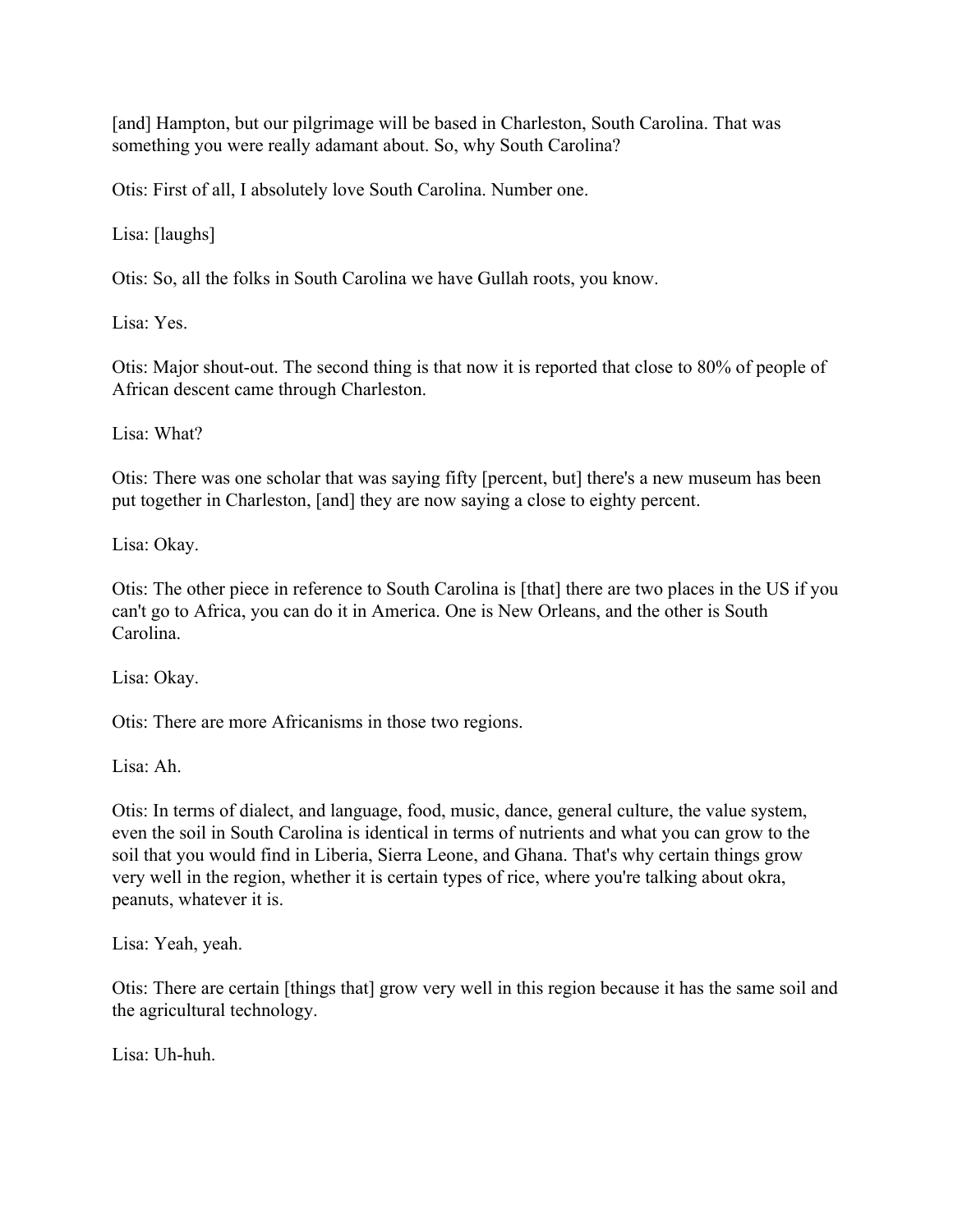[and] Hampton, but our pilgrimage will be based in Charleston, South Carolina. That was something you were really adamant about. So, why South Carolina?

Otis: First of all, I absolutely love South Carolina. Number one.

Lisa: [laughs]

Otis: So, all the folks in South Carolina we have Gullah roots, you know.

Lisa: Yes.

Otis: Major shout-out. The second thing is that now it is reported that close to 80% of people of African descent came through Charleston.

Lisa: What?

Otis: There was one scholar that was saying fifty [percent, but] there's a new museum has been put together in Charleston, [and] they are now saying a close to eighty percent.

Lisa: Okay.

Otis: The other piece in reference to South Carolina is [that] there are two places in the US if you can't go to Africa, you can do it in America. One is New Orleans, and the other is South Carolina.

Lisa: Okay.

Otis: There are more Africanisms in those two regions.

Lisa: Ah.

Otis: In terms of dialect, and language, food, music, dance, general culture, the value system, even the soil in South Carolina is identical in terms of nutrients and what you can grow to the soil that you would find in Liberia, Sierra Leone, and Ghana. That's why certain things grow very well in the region, whether it is certain types of rice, where you're talking about okra, peanuts, whatever it is.

Lisa: Yeah, yeah.

Otis: There are certain [things that] grow very well in this region because it has the same soil and the agricultural technology.

Lisa: Uh-huh.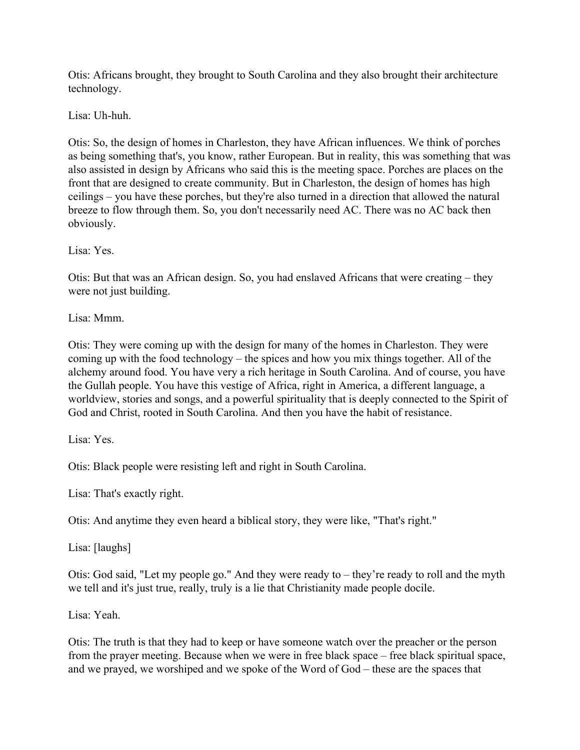Otis: Africans brought, they brought to South Carolina and they also brought their architecture technology.

Lisa: Uh-huh.

Otis: So, the design of homes in Charleston, they have African influences. We think of porches as being something that's, you know, rather European. But in reality, this was something that was also assisted in design by Africans who said this is the meeting space. Porches are places on the front that are designed to create community. But in Charleston, the design of homes has high ceilings – you have these porches, but they're also turned in a direction that allowed the natural breeze to flow through them. So, you don't necessarily need AC. There was no AC back then obviously.

Lisa: Yes.

Otis: But that was an African design. So, you had enslaved Africans that were creating – they were not just building.

Lisa: Mmm.

Otis: They were coming up with the design for many of the homes in Charleston. They were coming up with the food technology – the spices and how you mix things together. All of the alchemy around food. You have very a rich heritage in South Carolina. And of course, you have the Gullah people. You have this vestige of Africa, right in America, a different language, a worldview, stories and songs, and a powerful spirituality that is deeply connected to the Spirit of God and Christ, rooted in South Carolina. And then you have the habit of resistance.

Lisa: Yes.

Otis: Black people were resisting left and right in South Carolina.

Lisa: That's exactly right.

Otis: And anytime they even heard a biblical story, they were like, "That's right."

Lisa: [laughs]

Otis: God said, "Let my people go." And they were ready to – they're ready to roll and the myth we tell and it's just true, really, truly is a lie that Christianity made people docile.

Lisa: Yeah.

Otis: The truth is that they had to keep or have someone watch over the preacher or the person from the prayer meeting. Because when we were in free black space – free black spiritual space, and we prayed, we worshiped and we spoke of the Word of God – these are the spaces that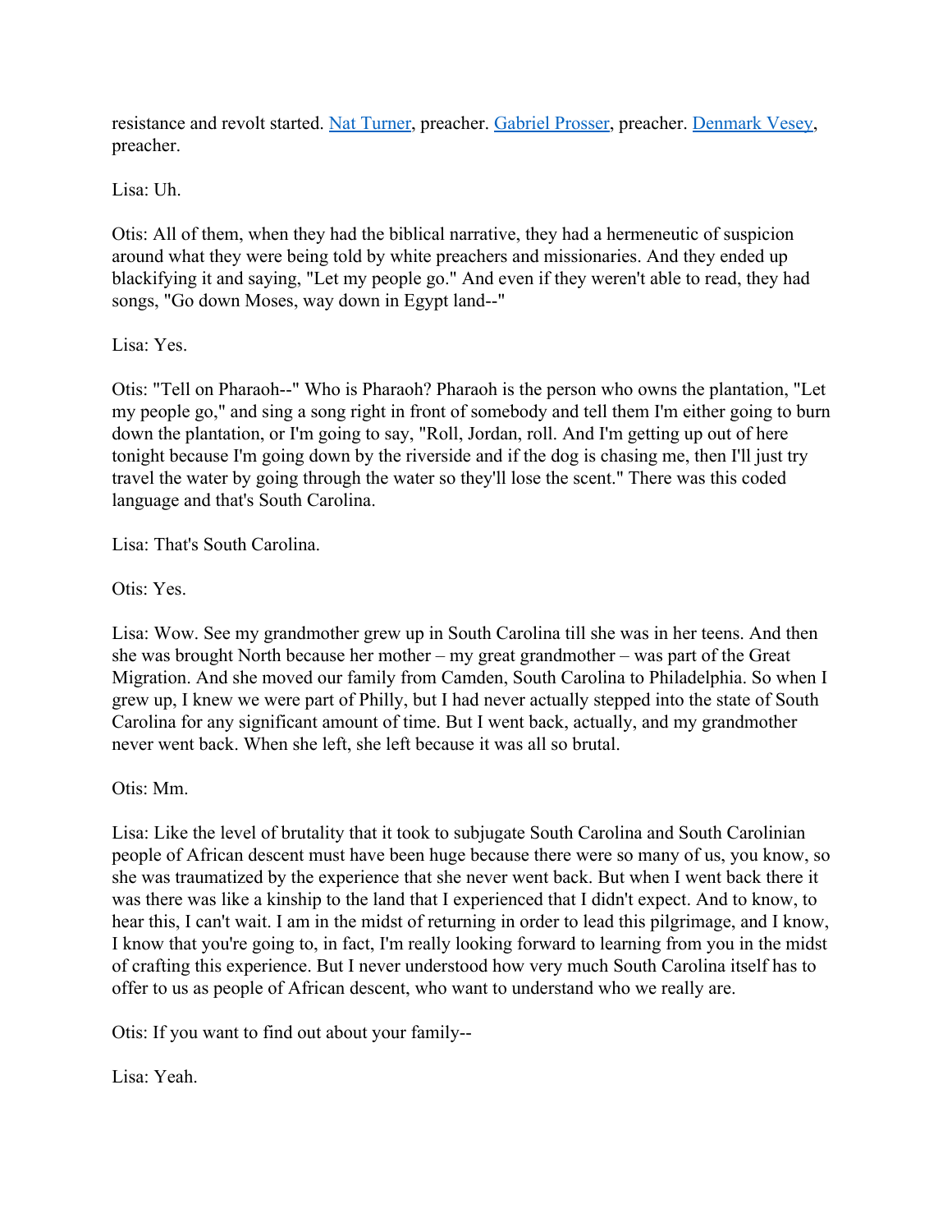resistance and revolt started. [Nat Turner](), preacher. [Gabriel Prosser](), preacher. [Denmark Vesey](), preacher.

Lisa: Uh.

Otis: All of them, when they had the biblical narrative, they had a hermeneutic of suspicion around what they were being told by white preachers and missionaries. And they ended up blackifying it and saying, "Let my people go." And even if they weren't able to read, they had songs, "Go down Moses, way down in Egypt land--"

Lisa: Yes.

Otis: "Tell on Pharaoh--" Who is Pharaoh? Pharaoh is the person who owns the plantation, "Let my people go," and sing a song right in front of somebody and tell them I'm either going to burn down the plantation, or I'm going to say, "Roll, Jordan, roll. And I'm getting up out of here tonight because I'm going down by the riverside and if the dog is chasing me, then I'll just try travel the water by going through the water so they'll lose the scent." There was this coded language and that's South Carolina.

Lisa: That's South Carolina.

Otis: Yes.

Lisa: Wow. See my grandmother grew up in South Carolina till she was in her teens. And then she was brought North because her mother – my great grandmother – was part of the Great Migration. And she moved our family from Camden, South Carolina to Philadelphia. So when I grew up, I knew we were part of Philly, but I had never actually stepped into the state of South Carolina for any significant amount of time. But I went back, actually, and my grandmother never went back. When she left, she left because it was all so brutal.

Otis: Mm.

Lisa: Like the level of brutality that it took to subjugate South Carolina and South Carolinian people of African descent must have been huge because there were so many of us, you know, so she was traumatized by the experience that she never went back. But when I went back there it was there was like a kinship to the land that I experienced that I didn't expect. And to know, to hear this, I can't wait. I am in the midst of returning in order to lead this pilgrimage, and I know, I know that you're going to, in fact, I'm really looking forward to learning from you in the midst of crafting this experience. But I never understood how very much South Carolina itself has to offer to us as people of African descent, who want to understand who we really are.

Otis: If you want to find out about your family--

Lisa: Yeah.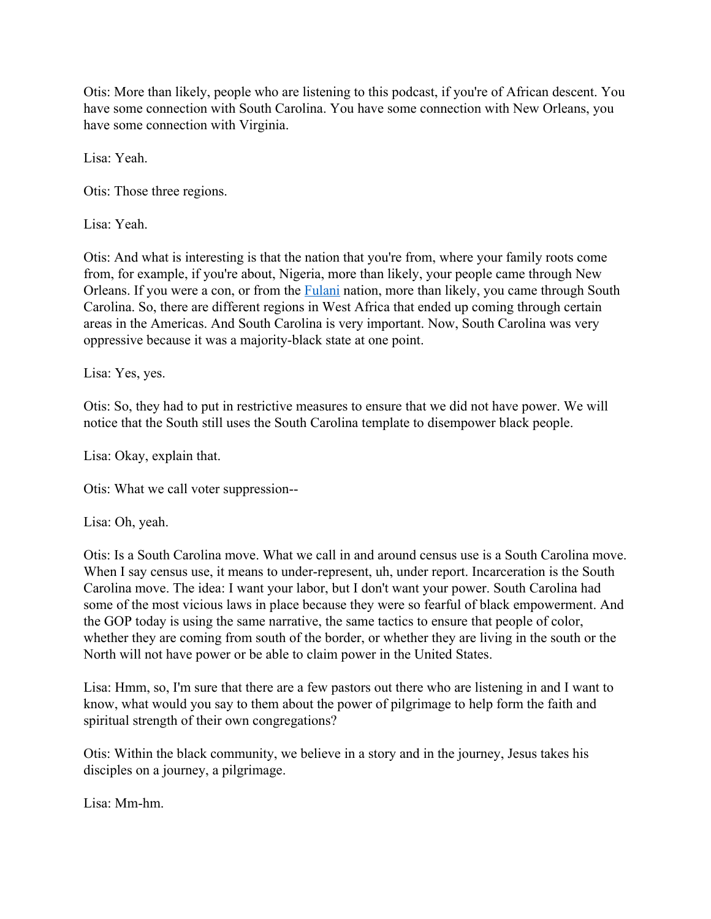Otis: More than likely, people who are listening to this podcast, if you're of African descent. You have some connection with South Carolina. You have some connection with New Orleans, you have some connection with Virginia.

Lisa: Yeah.

Otis: Those three regions.

Lisa: Yeah.

Otis: And what is interesting is that the nation that you're from, where your family roots come from, for example, if you're about, Nigeria, more than likely, your people came through New Orleans. If you were a con, or from the [Fulani] nation, more than likely, you came through South Carolina. So, there are different regions in West Africa that ended up coming through certain areas in the Americas. And South Carolina is very important. Now, South Carolina was very oppressive because it was a majority-black state at one point.

Lisa: Yes, yes.

Otis: So, they had to put in restrictive measures to ensure that we did not have power. We will notice that the South still uses the South Carolina template to disempower black people.

Lisa: Okay, explain that.

Otis: What we call voter suppression--

Lisa: Oh, yeah.

Otis: Is a South Carolina move. What we call in and around census use is a South Carolina move. When I say census use, it means to under-represent, uh, under report. Incarceration is the South Carolina move. The idea: I want your labor, but I don't want your power. South Carolina had some of the most vicious laws in place because they were so fearful of black empowerment. And the GOP today is using the same narrative, the same tactics to ensure that people of color, whether they are coming from south of the border, or whether they are living in the south or the North will not have power or be able to claim power in the United States.

Lisa: Hmm, so, I'm sure that there are a few pastors out there who are listening in and I want to know, what would you say to them about the power of pilgrimage to help form the faith and spiritual strength of their own congregations?

Otis: Within the black community, we believe in a story and in the journey, Jesus takes his disciples on a journey, a pilgrimage.

Lisa: Mm-hm.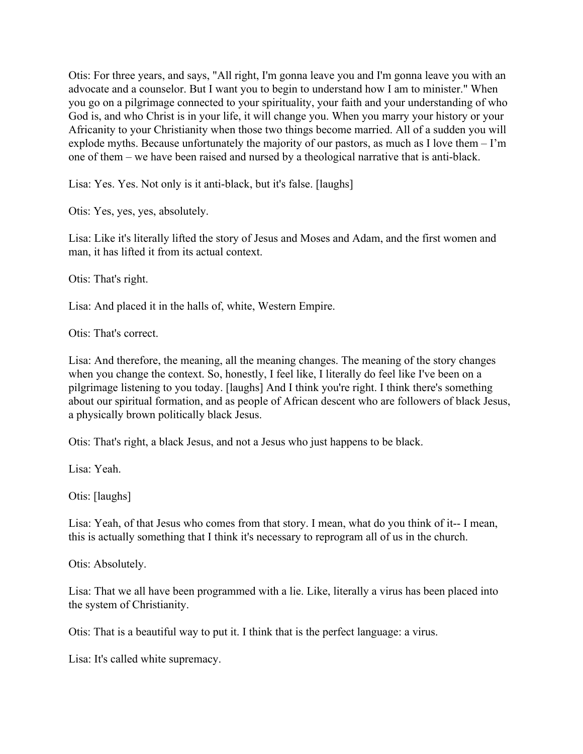Otis: For three years, and says, "All right, I'm gonna leave you and I'm gonna leave you with an advocate and a counselor. But I want you to begin to understand how I am to minister." When you go on a pilgrimage connected to your spirituality, your faith and your understanding of who God is, and who Christ is in your life, it will change you. When you marry your history or your Africanity to your Christianity when those two things become married. All of a sudden you will explode myths. Because unfortunately the majority of our pastors, as much as I love them – I'm one of them – we have been raised and nursed by a theological narrative that is anti-black.

Lisa: Yes. Yes. Not only is it anti-black, but it's false. [laughs]

Otis: Yes, yes, yes, absolutely.

Lisa: Like it's literally lifted the story of Jesus and Moses and Adam, and the first women and man, it has lifted it from its actual context.

Otis: That's right.

Lisa: And placed it in the halls of, white, Western Empire.

Otis: That's correct.

Lisa: And therefore, the meaning, all the meaning changes. The meaning of the story changes when you change the context. So, honestly, I feel like, I literally do feel like I've been on a pilgrimage listening to you today. [laughs] And I think you're right. I think there's something about our spiritual formation, and as people of African descent who are followers of black Jesus, a physically brown politically black Jesus.

Otis: That's right, a black Jesus, and not a Jesus who just happens to be black.

Lisa: Yeah.

Otis: [laughs]

Lisa: Yeah, of that Jesus who comes from that story. I mean, what do you think of it-- I mean, this is actually something that I think it's necessary to reprogram all of us in the church.

Otis: Absolutely.

Lisa: That we all have been programmed with a lie. Like, literally a virus has been placed into the system of Christianity.

Otis: That is a beautiful way to put it. I think that is the perfect language: a virus.

Lisa: It's called white supremacy.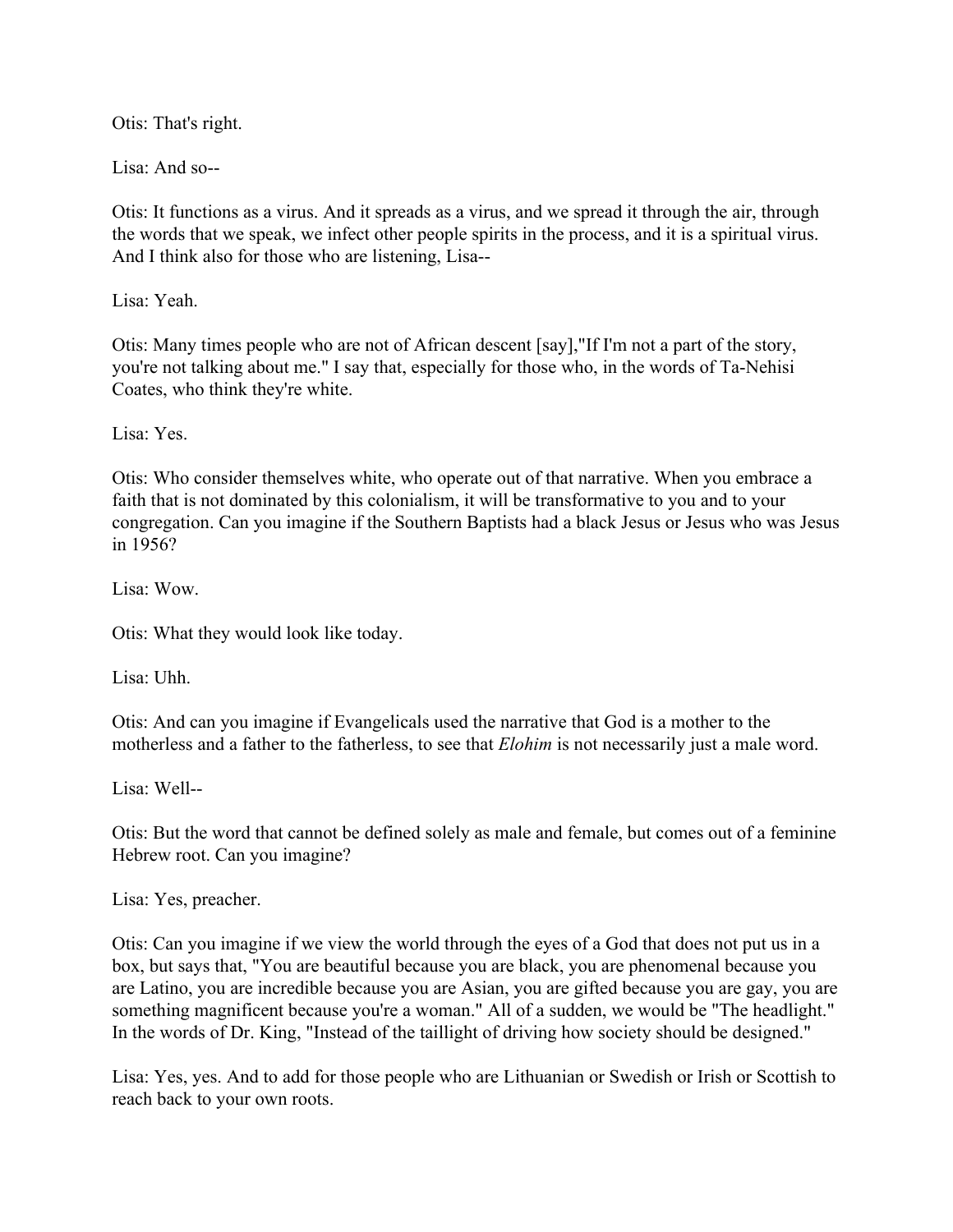Otis: That's right.

Lisa: And so--

Otis: It functions as a virus. And it spreads as a virus, and we spread it through the air, through the words that we speak, we infect other people spirits in the process, and it is a spiritual virus. And I think also for those who are listening, Lisa--

Lisa: Yeah.

Otis: Many times people who are not of African descent [say],"If I'm not a part of the story, you're not talking about me." I say that, especially for those who, in the words of Ta-Nehisi Coates, who think they're white.

Lisa: Yes.

Otis: Who consider themselves white, who operate out of that narrative. When you embrace a faith that is not dominated by this colonialism, it will be transformative to you and to your congregation. Can you imagine if the Southern Baptists had a black Jesus or Jesus who was Jesus in 1956?

Lisa: Wow.

Otis: What they would look like today.

Lisa: Uhh.

Otis: And can you imagine if Evangelicals used the narrative that God is a mother to the motherless and a father to the fatherless, to see that *Elohim* is not necessarily just a male word.

Lisa: Well--

Otis: But the word that cannot be defined solely as male and female, but comes out of a feminine Hebrew root. Can you imagine?

Lisa: Yes, preacher.

Otis: Can you imagine if we view the world through the eyes of a God that does not put us in a box, but says that, "You are beautiful because you are black, you are phenomenal because you are Latino, you are incredible because you are Asian, you are gifted because you are gay, you are something magnificent because you're a woman." All of a sudden, we would be "The headlight." In the words of Dr. King, "Instead of the taillight of driving how society should be designed."

Lisa: Yes, yes. And to add for those people who are Lithuanian or Swedish or Irish or Scottish to reach back to your own roots.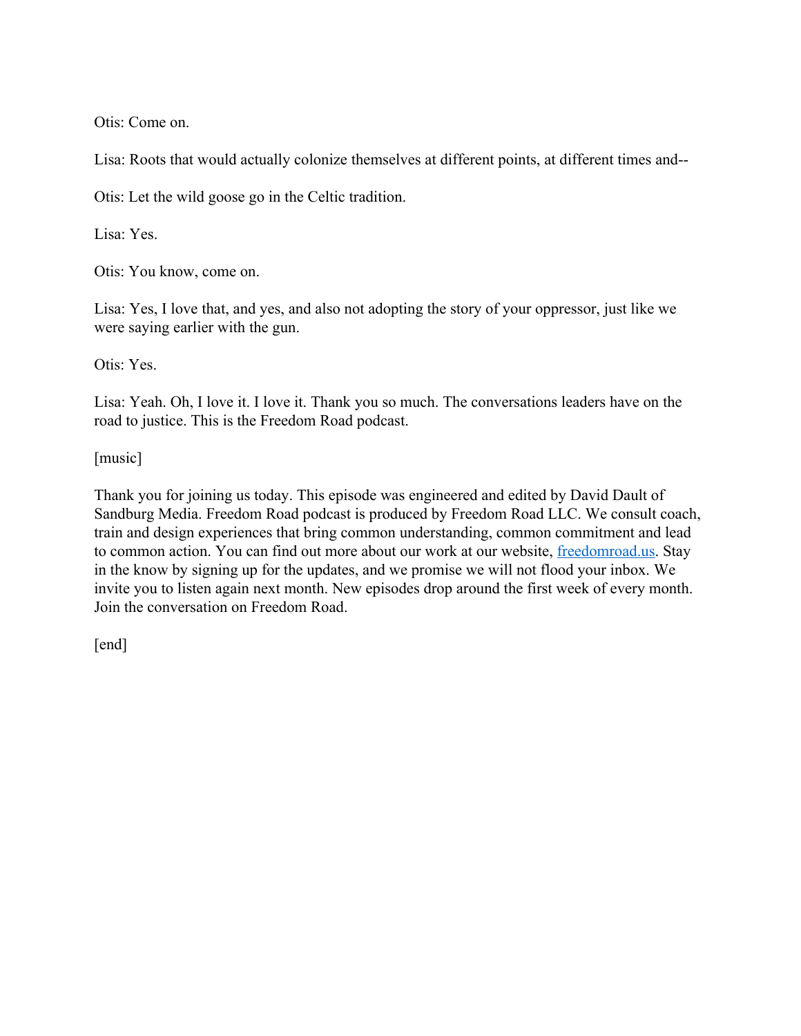Otis: Come on.

Lisa: Roots that would actually colonize themselves at different points, at different times and--

Otis: Let the wild goose go in the Celtic tradition.

Lisa: Yes.

Otis: You know, come on.

Lisa: Yes, I love that, and yes, and also not adopting the story of your oppressor, just like we were saying earlier with the gun.

Otis: Yes.

Lisa: Yeah. Oh, I love it. I love it. Thank you so much. The conversations leaders have on the road to justice. This is the Freedom Road podcast.

[music]

Thank you for joining us today. This episode was engineered and edited by David Dault of Sandburg Media. Freedom Road podcast is produced by Freedom Road LLC. We consult coach, train and design experiences that bring common understanding, common commitment and lead to common action. You can find out more about our work at our website, [freedomroad.us](http://freedomroad.us). Stay in the know by signing up for the updates, and we promise we will not flood your inbox. We invite you to listen again next month. New episodes drop around the first week of every month. Join the conversation on Freedom Road.

[end]